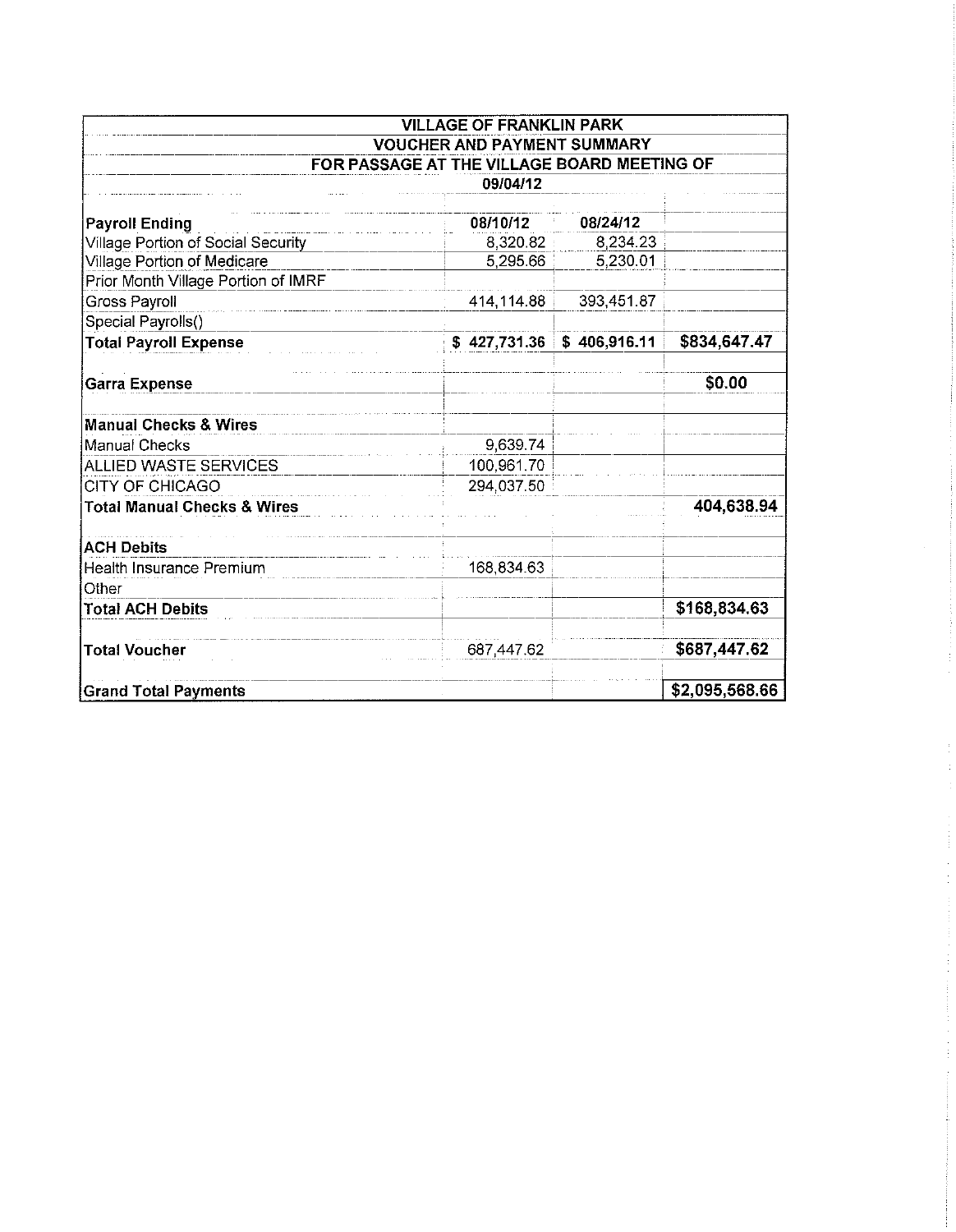| VILLAGE OF FRANKLIN PARK | | | |
|---|---|---|---|
| VOUCHER AND PAYMENT SUMMARY | | | |
| FOR PASSAGE AT THE VILLAGE BOARD MEETING OF | | | |
| 09/04/12 | | | |
| | | | |
| **Payroll Ending** | 08/10/12 | 08/24/12 | |
| Village Portion of Social Security | 8,320.82 | 8,234.23 | |
| Village Portion of Medicare | 5,295.66 | 5,230.01 | |
| Prior Month Village Portion of IMRF | | | |
| Gross Payroll | 414,114.88 | 393,451.87 | |
| Special Payrolls() | | | |
| **Total Payroll Expense** | **$ 427,731.36** | **$ 406,916.11** | **$834,647.47** |
| | | | |
| **Garra Expense** | | | **$0.00** |
| | | | |
| **Manual Checks & Wires** | | | |
| Manual Checks | 9,639.74 | | |
| ALLIED WASTE SERVICES | 100,961.70 | | |
| CITY OF CHICAGO | 294,037.50 | | |
| **Total Manual Checks & Wires** | | | **404,638.94** |
| | | | |
| **ACH Debits** | | | |
| Health Insurance Premium | 168,834.63 | | |
| Other | | | |
| **Total ACH Debits** | | | **$168,834.63** |
| | | | |
| **Total Voucher** | 687,447.62 | | **$687,447.62** |
| | | | |
| **Grand Total Payments** | | | **$2,095,568.66** |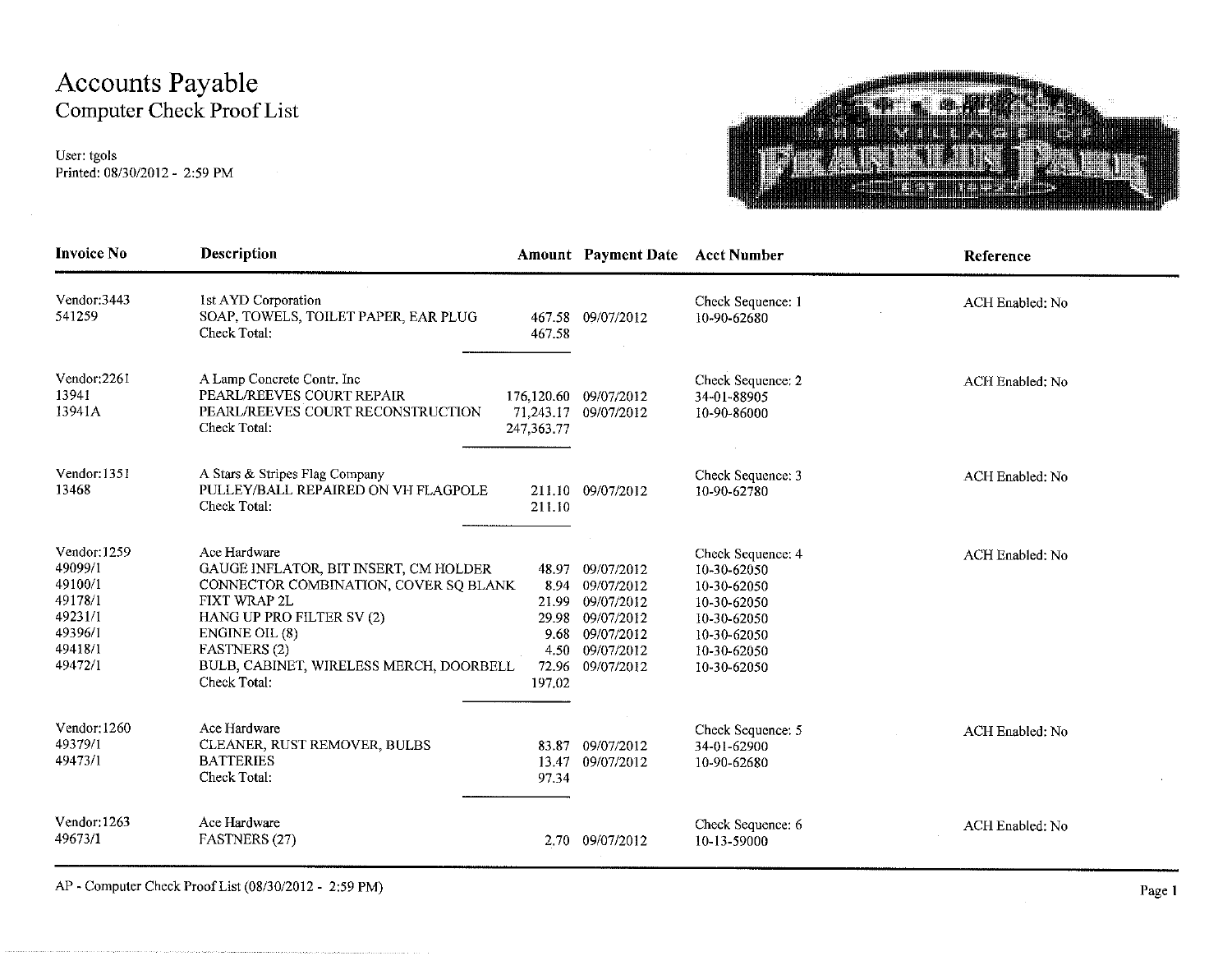# Accounts Payable
## Computer Check Proof List

User: tgols
Printed: 08/30/2012 - 2:59 PM

| Invoice No | Description | Amount | Payment Date | Acct Number | Reference |
|---|---|---|---|---|---|
| Vendor:3443 | 1st AYD Corporation | | | Check Sequence: 1 | ACH Enabled: No |
| 541259 | SOAP, TOWELS, TOILET PAPER, EAR PLUG | 467.58 | 09/07/2012 | 10-90-62680 | |
| | Check Total: | 467.58 | | | |
| Vendor:2261 | A Lamp Concrete Contr. Inc | | | Check Sequence: 2 | ACH Enabled: No |
| 13941 | PEARL/REEVES COURT REPAIR | 176,120.60 | 09/07/2012 | 34-01-88905 | |
| 13941A | PEARL/REEVES COURT RECONSTRUCTION | 71,243.17 | 09/07/2012 | 10-90-86000 | |
| | Check Total: | 247,363.77 | | | |
| Vendor:1351 | A Stars & Stripes Flag Company | | | Check Sequence: 3 | ACH Enabled: No |
| 13468 | PULLEY/BALL REPAIRED ON VH FLAGPOLE | 211.10 | 09/07/2012 | 10-90-62780 | |
| | Check Total: | 211.10 | | | |
| Vendor:1259 | Ace Hardware | | | Check Sequence: 4 | ACH Enabled: No |
| 49099/1 | GAUGE INFLATOR, BIT INSERT, CM HOLDER | 48.97 | 09/07/2012 | 10-30-62050 | |
| 49100/1 | CONNECTOR COMBINATION, COVER SQ BLANK | 8.94 | 09/07/2012 | 10-30-62050 | |
| 49178/1 | FIXT WRAP 2L | 21.99 | 09/07/2012 | 10-30-62050 | |
| 49231/1 | HANG UP PRO FILTER SV (2) | 29.98 | 09/07/2012 | 10-30-62050 | |
| 49396/1 | ENGINE OIL (8) | 9.68 | 09/07/2012 | 10-30-62050 | |
| 49418/1 | FASTNERS (2) | 4.50 | 09/07/2012 | 10-30-62050 | |
| 49472/1 | BULB, CABINET, WIRELESS MERCH, DOORBELL | 72.96 | 09/07/2012 | 10-30-62050 | |
| | Check Total: | 197.02 | | | |
| Vendor:1260 | Ace Hardware | | | Check Sequence: 5 | ACH Enabled: No |
| 49379/1 | CLEANER, RUST REMOVER, BULBS | 83.87 | 09/07/2012 | 34-01-62900 | |
| 49473/1 | BATTERIES | 13.47 | 09/07/2012 | 10-90-62680 | |
| | Check Total: | 97.34 | | | |
| Vendor:1263 | Ace Hardware | | | Check Sequence: 6 | ACH Enabled: No |
| 49673/1 | FASTNERS (27) | 2.70 | 09/07/2012 | 10-13-59000 | |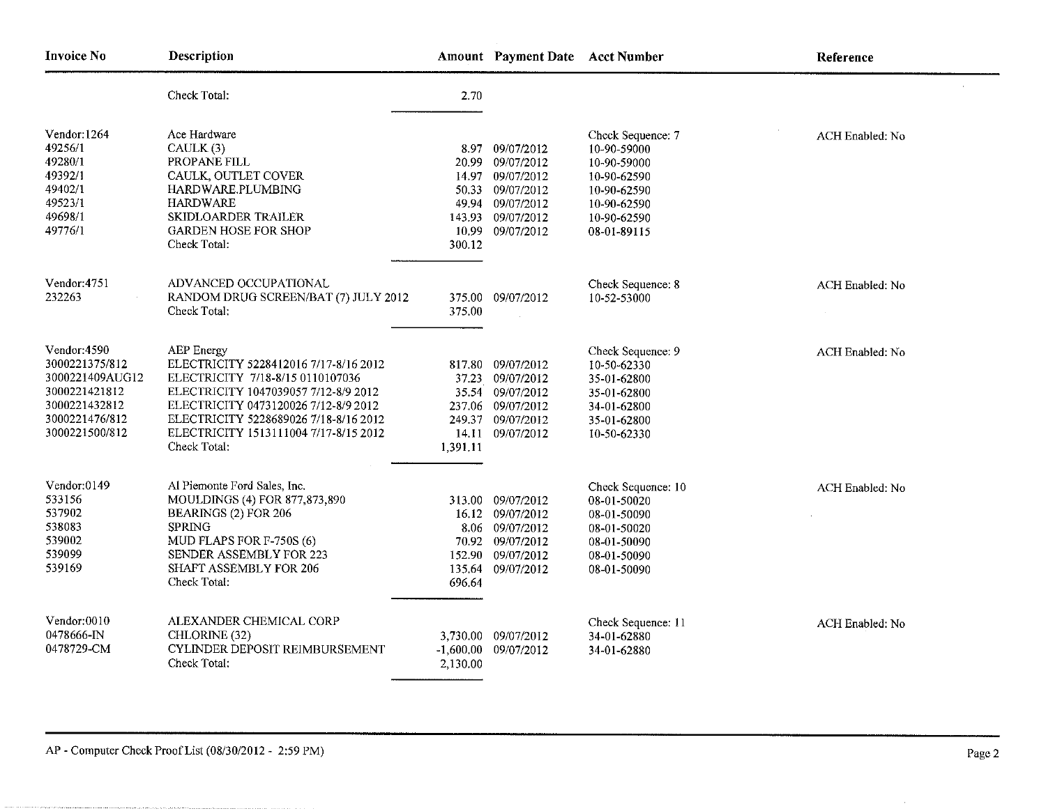| Invoice No | Description | Amount | Payment Date | Acct Number | Reference |
|---|---|---|---|---|---|
| | Check Total: | 2.70 | | | |
| Vendor:1264 | Ace Hardware | | | Check Sequence: 7 | ACH Enabled: No |
| 49256/1 | CAULK (3) | 8.97 | 09/07/2012 | 10-90-59000 | |
| 49280/1 | PROPANE FILL | 20.99 | 09/07/2012 | 10-90-59000 | |
| 49392/1 | CAULK, OUTLET COVER | 14.97 | 09/07/2012 | 10-90-62590 | |
| 49402/1 | HARDWARE.PLUMBING | 50.33 | 09/07/2012 | 10-90-62590 | |
| 49523/1 | HARDWARE | 49.94 | 09/07/2012 | 10-90-62590 | |
| 49698/1 | SKIDLOARDER TRAILER | 143.93 | 09/07/2012 | 10-90-62590 | |
| 49776/1 | GARDEN HOSE FOR SHOP | 10.99 | 09/07/2012 | 08-01-89115 | |
| | Check Total: | 300.12 | | | |
| Vendor:4751 | ADVANCED OCCUPATIONAL | | | Check Sequence: 8 | ACH Enabled: No |
| 232263 | RANDOM DRUG SCREEN/BAT (7) JULY 2012 | 375.00 | 09/07/2012 | 10-52-53000 | |
| | Check Total: | 375.00 | | | |
| Vendor:4590 | AEP Energy | | | Check Sequence: 9 | ACH Enabled: No |
| 3000221375/812 | ELECTRICITY 5228412016 7/17-8/16 2012 | 817.80 | 09/07/2012 | 10-50-62330 | |
| 3000221409AUG12 | ELECTRICITY 7/18-8/15 0110107036 | 37.23 | 09/07/2012 | 35-01-62800 | |
| 3000221421812 | ELECTRICITY 1047039057 7/12-8/9 2012 | 35.54 | 09/07/2012 | 35-01-62800 | |
| 3000221432812 | ELECTRICITY 0473120026 7/12-8/9 2012 | 237.06 | 09/07/2012 | 34-01-62800 | |
| 3000221476/812 | ELECTRICITY 5228689026 7/18-8/16 2012 | 249.37 | 09/07/2012 | 35-01-62800 | |
| 3000221500/812 | ELECTRICITY 1513111004 7/17-8/15 2012 | 14.11 | 09/07/2012 | 10-50-62330 | |
| | Check Total: | 1,391.11 | | | |
| Vendor:0149 | Al Piemonte Ford Sales, Inc. | | | Check Sequence: 10 | ACH Enabled: No |
| 533156 | MOULDINGS (4) FOR 877,873,890 | 313.00 | 09/07/2012 | 08-01-50020 | |
| 537902 | BEARINGS (2) FOR 206 | 16.12 | 09/07/2012 | 08-01-50090 | |
| 538083 | SPRING | 8.06 | 09/07/2012 | 08-01-50020 | |
| 539002 | MUD FLAPS FOR F-750S (6) | 70.92 | 09/07/2012 | 08-01-50090 | |
| 539099 | SENDER ASSEMBLY FOR 223 | 152.90 | 09/07/2012 | 08-01-50090 | |
| 539169 | SHAFT ASSEMBLY FOR 206 | 135.64 | 09/07/2012 | 08-01-50090 | |
| | Check Total: | 696.64 | | | |
| Vendor:0010 | ALEXANDER CHEMICAL CORP | | | Check Sequence: 11 | ACH Enabled: No |
| 0478666-IN | CHLORINE (32) | 3,730.00 | 09/07/2012 | 34-01-62880 | |
| 0478729-CM | CYLINDER DEPOSIT REIMBURSEMENT | -1,600.00 | 09/07/2012 | 34-01-62880 | |
| | Check Total: | 2,130.00 | | | |

AP - Computer Check Proof List (08/30/2012 - 2:59 PM)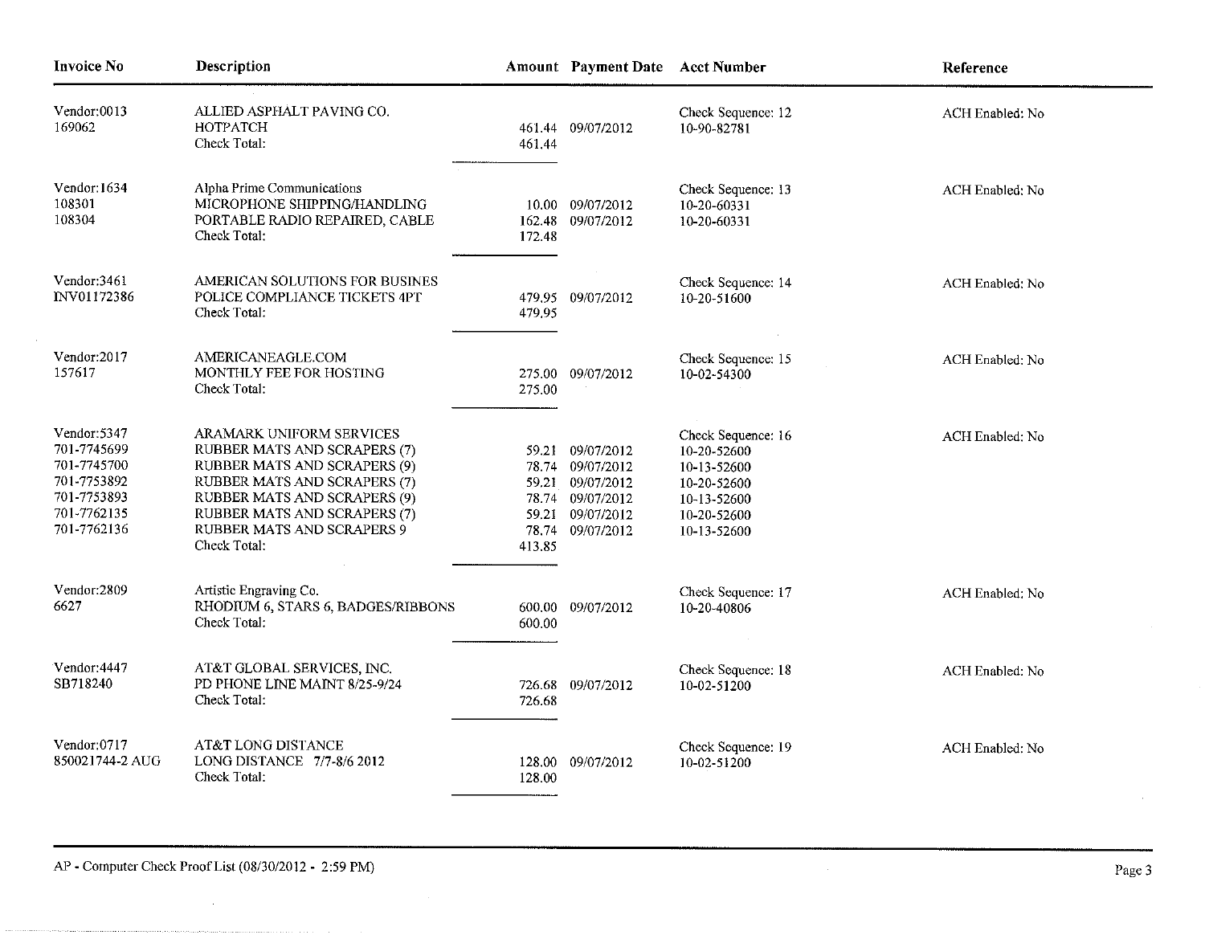| Invoice No | Description | Amount | Payment Date | Acct Number | Reference |
|---|---|---|---|---|---|
| Vendor:0013 | ALLIED ASPHALT PAVING CO. | | | Check Sequence: 12 | ACH Enabled: No |
| 169062 | HOTPATCH | 461.44 | 09/07/2012 | 10-90-82781 | |
| | Check Total: | 461.44 | | | |
| Vendor:1634 | Alpha Prime Communications | | | Check Sequence: 13 | ACH Enabled: No |
| 108301 | MICROPHONE SHIPPING/HANDLING | 10.00 | 09/07/2012 | 10-20-60331 | |
| 108304 | PORTABLE RADIO REPAIRED, CABLE | 162.48 | 09/07/2012 | 10-20-60331 | |
| | Check Total: | 172.48 | | | |
| Vendor:3461 | AMERICAN SOLUTIONS FOR BUSINES | | | Check Sequence: 14 | ACH Enabled: No |
| INV01172386 | POLICE COMPLIANCE TICKETS 4PT | 479.95 | 09/07/2012 | 10-20-51600 | |
| | Check Total: | 479.95 | | | |
| Vendor:2017 | AMERICANEAGLE.COM | | | Check Sequence: 15 | ACH Enabled: No |
| 157617 | MONTHLY FEE FOR HOSTING | 275.00 | 09/07/2012 | 10-02-54300 | |
| | Check Total: | 275.00 | | | |
| Vendor:5347 | ARAMARK UNIFORM SERVICES | | | Check Sequence: 16 | ACH Enabled: No |
| 701-7745699 | RUBBER MATS AND SCRAPERS (7) | 59.21 | 09/07/2012 | 10-20-52600 | |
| 701-7745700 | RUBBER MATS AND SCRAPERS (9) | 78.74 | 09/07/2012 | 10-13-52600 | |
| 701-7753892 | RUBBER MATS AND SCRAPERS (7) | 59.21 | 09/07/2012 | 10-20-52600 | |
| 701-7753893 | RUBBER MATS AND SCRAPERS (9) | 78.74 | 09/07/2012 | 10-13-52600 | |
| 701-7762135 | RUBBER MATS AND SCRAPERS (7) | 59.21 | 09/07/2012 | 10-20-52600 | |
| 701-7762136 | RUBBER MATS AND SCRAPERS 9 | 78.74 | 09/07/2012 | 10-13-52600 | |
| | Check Total: | 413.85 | | | |
| Vendor:2809 | Artistic Engraving Co. | | | Check Sequence: 17 | ACH Enabled: No |
| 6627 | RHODIUM 6, STARS 6, BADGES/RIBBONS | 600.00 | 09/07/2012 | 10-20-40806 | |
| | Check Total: | 600.00 | | | |
| Vendor:4447 | AT&T GLOBAL SERVICES, INC. | | | Check Sequence: 18 | ACH Enabled: No |
| SB718240 | PD PHONE LINE MAINT 8/25-9/24 | 726.68 | 09/07/2012 | 10-02-51200 | |
| | Check Total: | 726.68 | | | |
| Vendor:0717 | AT&T LONG DISTANCE | | | Check Sequence: 19 | ACH Enabled: No |
| 850021744-2 AUG | LONG DISTANCE 7/7-8/6 2012 | 128.00 | 09/07/2012 | 10-02-51200 | |
| | Check Total: | 128.00 | | | |

AP - Computer Check Proof List (08/30/2012 - 2:59 PM)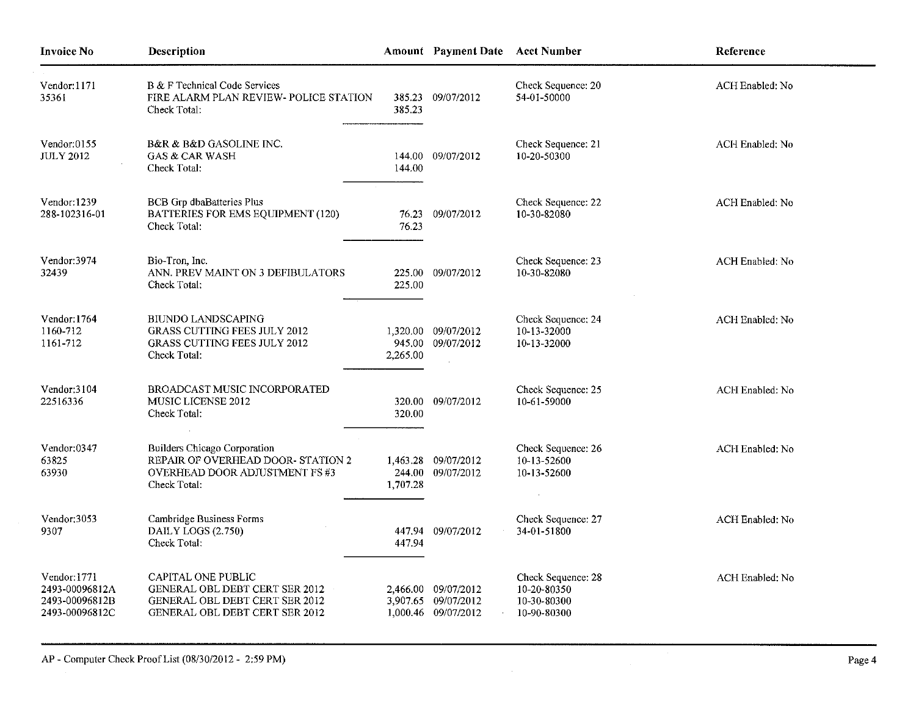| Invoice No | Description | Amount | Payment Date | Acct Number | Reference |
|---|---|---|---|---|---|
| Vendor:1171 | B & F Technical Code Services | | | Check Sequence: 20 | ACH Enabled: No |
| 35361 | FIRE ALARM PLAN REVIEW- POLICE STATION | 385.23 | 09/07/2012 | 54-01-50000 | |
| | Check Total: | 385.23 | | | |
| Vendor:0155 | B&R & B&D GASOLINE INC. | | | Check Sequence: 21 | ACH Enabled: No |
| JULY 2012 | GAS & CAR WASH | 144.00 | 09/07/2012 | 10-20-50300 | |
| | Check Total: | 144.00 | | | |
| Vendor:1239 | BCB Grp dbaBatteries Plus | | | Check Sequence: 22 | ACH Enabled: No |
| 288-102316-01 | BATTERIES FOR EMS EQUIPMENT (120) | 76.23 | 09/07/2012 | 10-30-82080 | |
| | Check Total: | 76.23 | | | |
| Vendor:3974 | Bio-Tron, Inc. | | | Check Sequence: 23 | ACH Enabled: No |
| 32439 | ANN. PREV MAINT ON 3 DEFIBULATORS | 225.00 | 09/07/2012 | 10-30-82080 | |
| | Check Total: | 225.00 | | | |
| Vendor:1764 | BIUNDO LANDSCAPING | | | Check Sequence: 24 | ACH Enabled: No |
| 1160-712 | GRASS CUTTING FEES JULY 2012 | 1,320.00 | 09/07/2012 | 10-13-32000 | |
| 1161-712 | GRASS CUTTING FEES JULY 2012 | 945.00 | 09/07/2012 | 10-13-32000 | |
| | Check Total: | 2,265.00 | | | |
| Vendor:3104 | BROADCAST MUSIC INCORPORATED | | | Check Sequence: 25 | ACH Enabled: No |
| 22516336 | MUSIC LICENSE 2012 | 320.00 | 09/07/2012 | 10-61-59000 | |
| | Check Total: | 320.00 | | | |
| Vendor:0347 | Builders Chicago Corporation | | | Check Sequence: 26 | ACH Enabled: No |
| 63825 | REPAIR OF OVERHEAD DOOR- STATION 2 | 1,463.28 | 09/07/2012 | 10-13-52600 | |
| 63930 | OVERHEAD DOOR ADJUSTMENT FS #3 | 244.00 | 09/07/2012 | 10-13-52600 | |
| | Check Total: | 1,707.28 | | | |
| Vendor:3053 | Cambridge Business Forms | | | Check Sequence: 27 | ACH Enabled: No |
| 9307 | DAILY LOGS (2.750) | 447.94 | 09/07/2012 | 34-01-51800 | |
| | Check Total: | 447.94 | | | |
| Vendor:1771 | CAPITAL ONE PUBLIC | | | Check Sequence: 28 | ACH Enabled: No |
| 2493-00096812A | GENERAL OBL DEBT CERT SER 2012 | 2,466.00 | 09/07/2012 | 10-20-80350 | |
| 2493-00096812B | GENERAL OBL DEBT CERT SER 2012 | 3,907.65 | 09/07/2012 | 10-30-80300 | |
| 2493-00096812C | GENERAL OBL DEBT CERT SER 2012 | 1,000.46 | 09/07/2012 | 10-90-80300 | |

AP - Computer Check Proof List (08/30/2012 - 2:59 PM)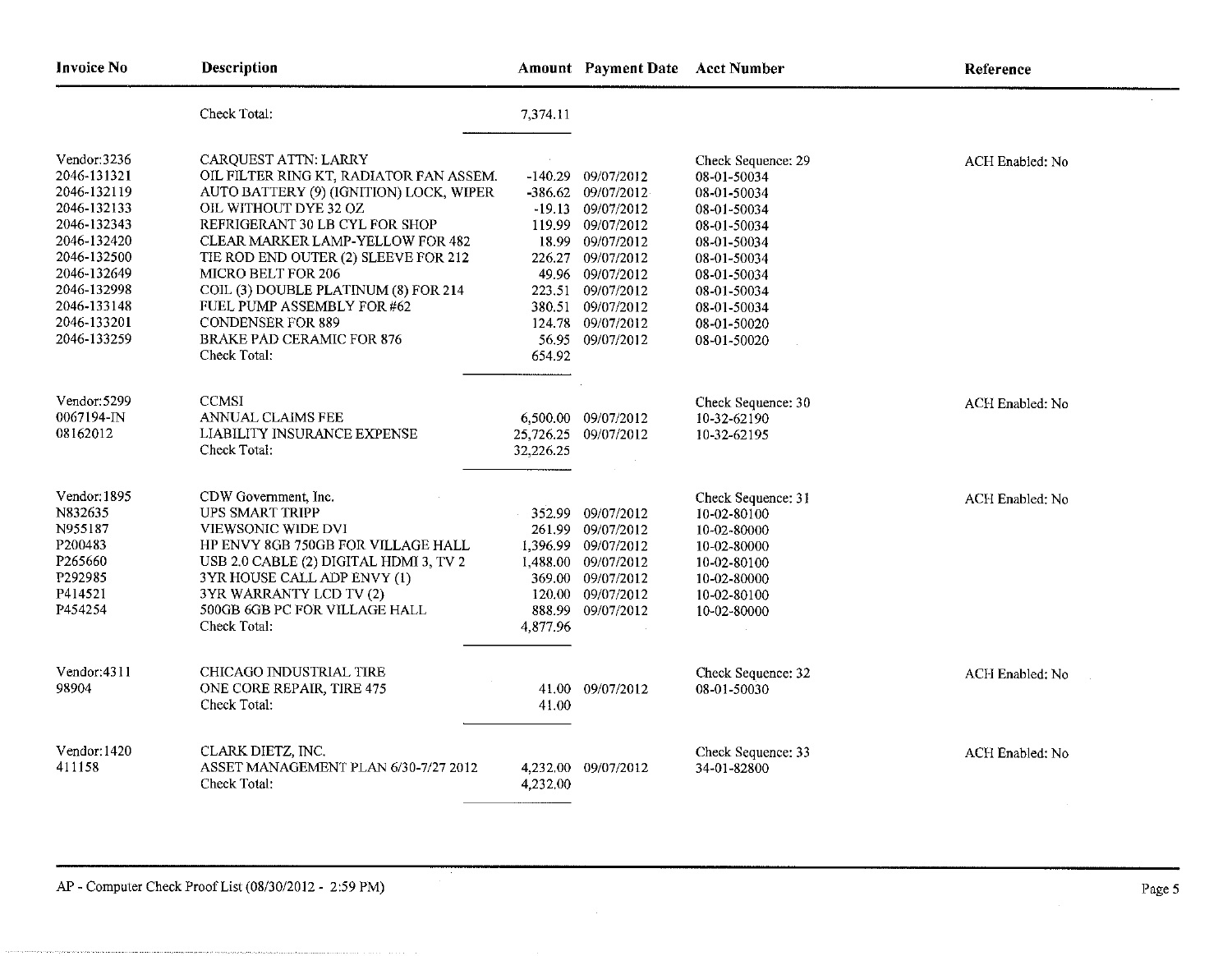| Invoice No | Description | Amount | Payment Date | Acct Number | Reference |
|---|---|---|---|---|---|
| | Check Total: | 7,374.11 | | | |
| Vendor:3236 | CARQUEST ATTN: LARRY | | | Check Sequence: 29 | ACH Enabled: No |
| 2046-131321 | OIL FILTER RING KT, RADIATOR FAN ASSEM. | -140.29 | 09/07/2012 | 08-01-50034 | |
| 2046-132119 | AUTO BATTERY (9) (IGNITION) LOCK, WIPER | -386.62 | 09/07/2012 | 08-01-50034 | |
| 2046-132133 | OIL WITHOUT DYE 32 OZ | -19.13 | 09/07/2012 | 08-01-50034 | |
| 2046-132343 | REFRIGERANT 30 LB CYL FOR SHOP | 119.99 | 09/07/2012 | 08-01-50034 | |
| 2046-132420 | CLEAR MARKER LAMP-YELLOW FOR 482 | 18.99 | 09/07/2012 | 08-01-50034 | |
| 2046-132500 | TIE ROD END OUTER (2) SLEEVE FOR 212 | 226.27 | 09/07/2012 | 08-01-50034 | |
| 2046-132649 | MICRO BELT FOR 206 | 49.96 | 09/07/2012 | 08-01-50034 | |
| 2046-132998 | COIL (3) DOUBLE PLATINUM (8) FOR 214 | 223.51 | 09/07/2012 | 08-01-50034 | |
| 2046-133148 | FUEL PUMP ASSEMBLY FOR #62 | 380.51 | 09/07/2012 | 08-01-50034 | |
| 2046-133201 | CONDENSER FOR 889 | 124.78 | 09/07/2012 | 08-01-50020 | |
| 2046-133259 | BRAKE PAD CERAMIC FOR 876 | 56.95 | 09/07/2012 | 08-01-50020 | |
| | Check Total: | 654.92 | | | |
| Vendor:5299 | CCMSI | | | Check Sequence: 30 | ACH Enabled: No |
| 0067194-IN | ANNUAL CLAIMS FEE | 6,500.00 | 09/07/2012 | 10-32-62190 | |
| 08162012 | LIABILITY INSURANCE EXPENSE | 25,726.25 | 09/07/2012 | 10-32-62195 | |
| | Check Total: | 32,226.25 | | | |
| Vendor:1895 | CDW Government, Inc. | | | Check Sequence: 31 | ACH Enabled: No |
| N832635 | UPS SMART TRIPP | 352.99 | 09/07/2012 | 10-02-80100 | |
| N955187 | VIEWSONIC WIDE DVI | 261.99 | 09/07/2012 | 10-02-80000 | |
| P200483 | HP ENVY 8GB 750GB FOR VILLAGE HALL | 1,396.99 | 09/07/2012 | 10-02-80000 | |
| P265660 | USB 2.0 CABLE (2) DIGITAL HDMI 3, TV 2 | 1,488.00 | 09/07/2012 | 10-02-80100 | |
| P292985 | 3YR HOUSE CALL ADP ENVY (1) | 369.00 | 09/07/2012 | 10-02-80000 | |
| P414521 | 3YR WARRANTY LCD TV (2) | 120.00 | 09/07/2012 | 10-02-80100 | |
| P454254 | 500GB 6GB PC FOR VILLAGE HALL | 888.99 | 09/07/2012 | 10-02-80000 | |
| | Check Total: | 4,877.96 | | | |
| Vendor:4311 | CHICAGO INDUSTRIAL TIRE | | | Check Sequence: 32 | ACH Enabled: No |
| 98904 | ONE CORE REPAIR, TIRE 475 | 41.00 | 09/07/2012 | 08-01-50030 | |
| | Check Total: | 41.00 | | | |
| Vendor:1420 | CLARK DIETZ, INC. | | | Check Sequence: 33 | ACH Enabled: No |
| 411158 | ASSET MANAGEMENT PLAN 6/30-7/27 2012 | 4,232.00 | 09/07/2012 | 34-01-82800 | |
| | Check Total: | 4,232.00 | | | |

AP - Computer Check Proof List (08/30/2012 - 2:59 PM)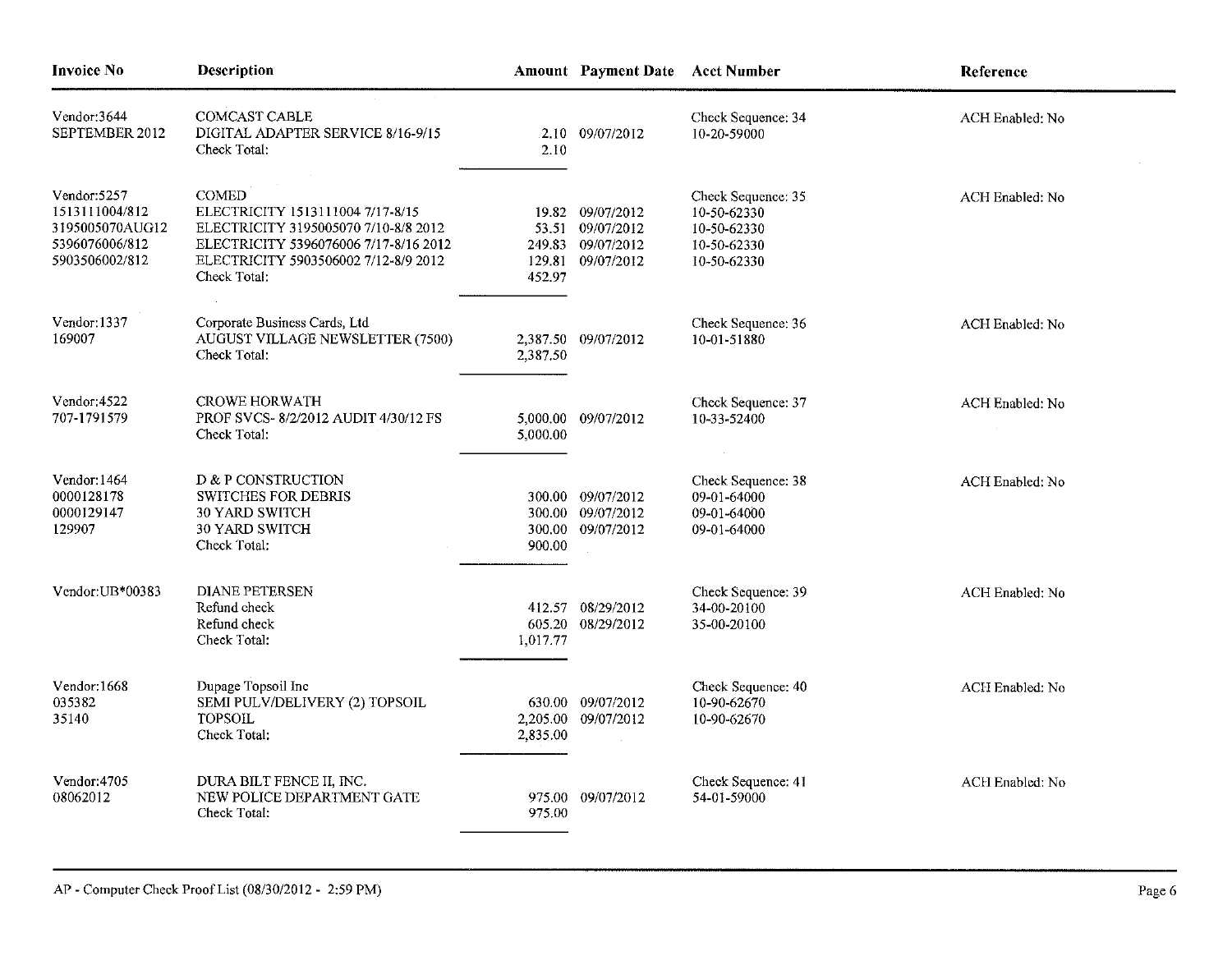| Invoice No | Description | Amount | Payment Date | Acct Number | Reference |
|---|---|---|---|---|---|
| Vendor:3644 | COMCAST CABLE | | | Check Sequence: 34 | ACH Enabled: No |
| SEPTEMBER 2012 | DIGITAL ADAPTER SERVICE 8/16-9/15 | 2.10 | 09/07/2012 | 10-20-59000 | |
| | Check Total: | 2.10 | | | |
| Vendor:5257 | COMED | | | Check Sequence: 35 | ACH Enabled: No |
| 1513111004/812 | ELECTRICITY 1513111004 7/17-8/15 | 19.82 | 09/07/2012 | 10-50-62330 | |
| 3195005070AUG12 | ELECTRICITY 3195005070 7/10-8/8 2012 | 53.51 | 09/07/2012 | 10-50-62330 | |
| 5396076006/812 | ELECTRICITY 5396076006 7/17-8/16 2012 | 249.83 | 09/07/2012 | 10-50-62330 | |
| 5903506002/812 | ELECTRICITY 5903506002 7/12-8/9 2012 | 129.81 | 09/07/2012 | 10-50-62330 | |
| | Check Total: | 452.97 | | | |
| Vendor:1337 | Corporate Business Cards, Ltd | | | Check Sequence: 36 | ACH Enabled: No |
| 169007 | AUGUST VILLAGE NEWSLETTER (7500) | 2,387.50 | 09/07/2012 | 10-01-51880 | |
| | Check Total: | 2,387.50 | | | |
| Vendor:4522 | CROWE HORWATH | | | Check Sequence: 37 | ACH Enabled: No |
| 707-1791579 | PROF SVCS- 8/2/2012 AUDIT 4/30/12 FS | 5,000.00 | 09/07/2012 | 10-33-52400 | |
| | Check Total: | 5,000.00 | | | |
| Vendor:1464 | D & P CONSTRUCTION | | | Check Sequence: 38 | ACH Enabled: No |
| 0000128178 | SWITCHES FOR DEBRIS | 300.00 | 09/07/2012 | 09-01-64000 | |
| 0000129147 | 30 YARD SWITCH | 300.00 | 09/07/2012 | 09-01-64000 | |
| 129907 | 30 YARD SWITCH | 300.00 | 09/07/2012 | 09-01-64000 | |
| | Check Total: | 900.00 | | | |
| Vendor:UB*00383 | DIANE PETERSEN | | | Check Sequence: 39 | ACH Enabled: No |
| | Refund check | 412.57 | 08/29/2012 | 34-00-20100 | |
| | Refund check | 605.20 | 08/29/2012 | 35-00-20100 | |
| | Check Total: | 1,017.77 | | | |
| Vendor:1668 | Dupage Topsoil Inc | | | Check Sequence: 40 | ACH Enabled: No |
| 035382 | SEMI PULV/DELIVERY (2) TOPSOIL | 630.00 | 09/07/2012 | 10-90-62670 | |
| 35140 | TOPSOIL | 2,205.00 | 09/07/2012 | 10-90-62670 | |
| | Check Total: | 2,835.00 | | | |
| Vendor:4705 | DURA BILT FENCE II, INC. | | | Check Sequence: 41 | ACH Enabled: No |
| 08062012 | NEW POLICE DEPARTMENT GATE | 975.00 | 09/07/2012 | 54-01-59000 | |
| | Check Total: | 975.00 | | | |

AP - Computer Check Proof List (08/30/2012 - 2:59 PM)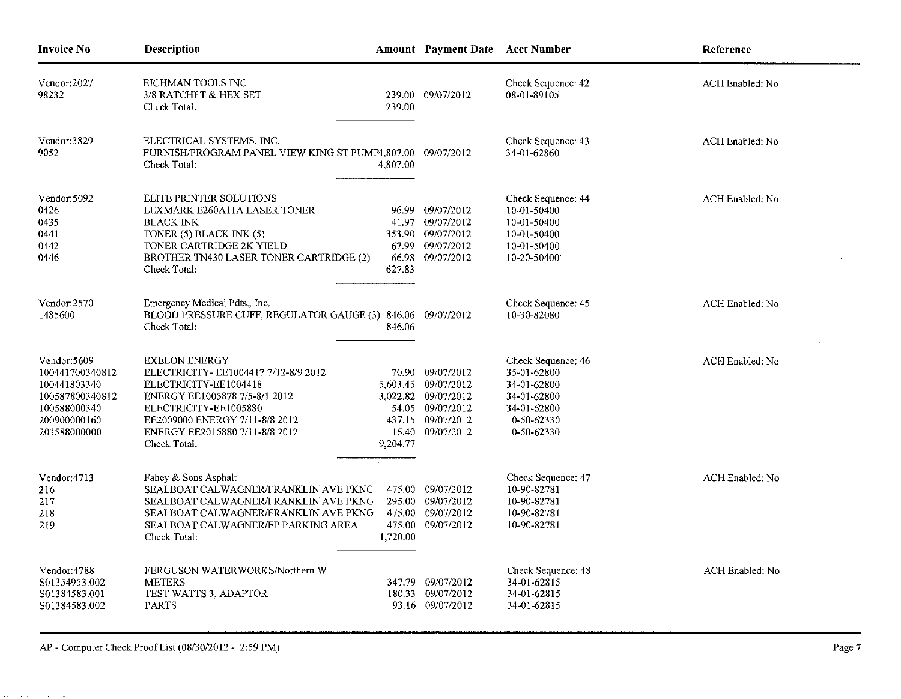| Invoice No | Description | Amount | Payment Date | Acct Number | Reference |
|---|---|---|---|---|---|
| Vendor:2027 | EICHMAN TOOLS INC | | | Check Sequence: 42 | ACH Enabled: No |
| 98232 | 3/8 RATCHET & HEX SET | 239.00 | 09/07/2012 | 08-01-89105 | |
| | Check Total: | 239.00 | | | |
| Vendor:3829 | ELECTRICAL SYSTEMS, INC. | | | Check Sequence: 43 | ACH Enabled: No |
| 9052 | FURNISH/PROGRAM PANEL VIEW KING ST PUMP | 4,807.00 | 09/07/2012 | 34-01-62860 | |
| | Check Total: | 4,807.00 | | | |
| Vendor:5092 | ELITE PRINTER SOLUTIONS | | | Check Sequence: 44 | ACH Enabled: No |
| 0426 | LEXMARK E260A11A LASER TONER | 96.99 | 09/07/2012 | 10-01-50400 | |
| 0435 | BLACK INK | 41.97 | 09/07/2012 | 10-01-50400 | |
| 0441 | TONER (5) BLACK INK (5) | 353.90 | 09/07/2012 | 10-01-50400 | |
| 0442 | TONER CARTRIDGE 2K YIELD | 67.99 | 09/07/2012 | 10-01-50400 | |
| 0446 | BROTHER TN430 LASER TONER CARTRIDGE (2) | 66.98 | 09/07/2012 | 10-20-50400 | |
| | Check Total: | 627.83 | | | |
| Vendor:2570 | Emergency Medical Pdts., Inc. | | | Check Sequence: 45 | ACH Enabled: No |
| 1485600 | BLOOD PRESSURE CUFF, REGULATOR GAUGE (3) | 846.06 | 09/07/2012 | 10-30-82080 | |
| | Check Total: | 846.06 | | | |
| Vendor:5609 | EXELON ENERGY | | | Check Sequence: 46 | ACH Enabled: No |
| 100441700340812 | ELECTRICITY- EE1004417 7/12-8/9 2012 | 70.90 | 09/07/2012 | 35-01-62800 | |
| 100441803340 | ELECTRICITY-EE1004418 | 5,603.45 | 09/07/2012 | 34-01-62800 | |
| 100587800340812 | ENERGY EE1005878 7/5-8/1 2012 | 3,022.82 | 09/07/2012 | 34-01-62800 | |
| 100588000340 | ELECTRICITY-EE1005880 | 54.05 | 09/07/2012 | 34-01-62800 | |
| 200900000160 | EE2009000 ENERGY 7/11-8/8 2012 | 437.15 | 09/07/2012 | 10-50-62330 | |
| 201588000000 | ENERGY EE2015880 7/11-8/8 2012 | 16.40 | 09/07/2012 | 10-50-62330 | |
| | Check Total: | 9,204.77 | | | |
| Vendor:4713 | Fahey & Sons Asphalt | | | Check Sequence: 47 | ACH Enabled: No |
| 216 | SEALBOAT CALWAGNER/FRANKLIN AVE PKNG | 475.00 | 09/07/2012 | 10-90-82781 | |
| 217 | SEALBOAT CALWAGNER/FRANKLIN AVE PKNG | 295.00 | 09/07/2012 | 10-90-82781 | |
| 218 | SEALBOAT CALWAGNER/FRANKLIN AVE PKNG | 475.00 | 09/07/2012 | 10-90-82781 | |
| 219 | SEALBOAT CALWAGNER/FP PARKING AREA | 475.00 | 09/07/2012 | 10-90-82781 | |
| | Check Total: | 1,720.00 | | | |
| Vendor:4788 | FERGUSON WATERWORKS/Northern W | | | Check Sequence: 48 | ACH Enabled: No |
| S01354953.002 | METERS | 347.79 | 09/07/2012 | 34-01-62815 | |
| S01384583.001 | TEST WATTS 3, ADAPTOR | 180.33 | 09/07/2012 | 34-01-62815 | |
| S01384583.002 | PARTS | 93.16 | 09/07/2012 | 34-01-62815 | |

AP - Computer Check Proof List (08/30/2012 - 2:59 PM)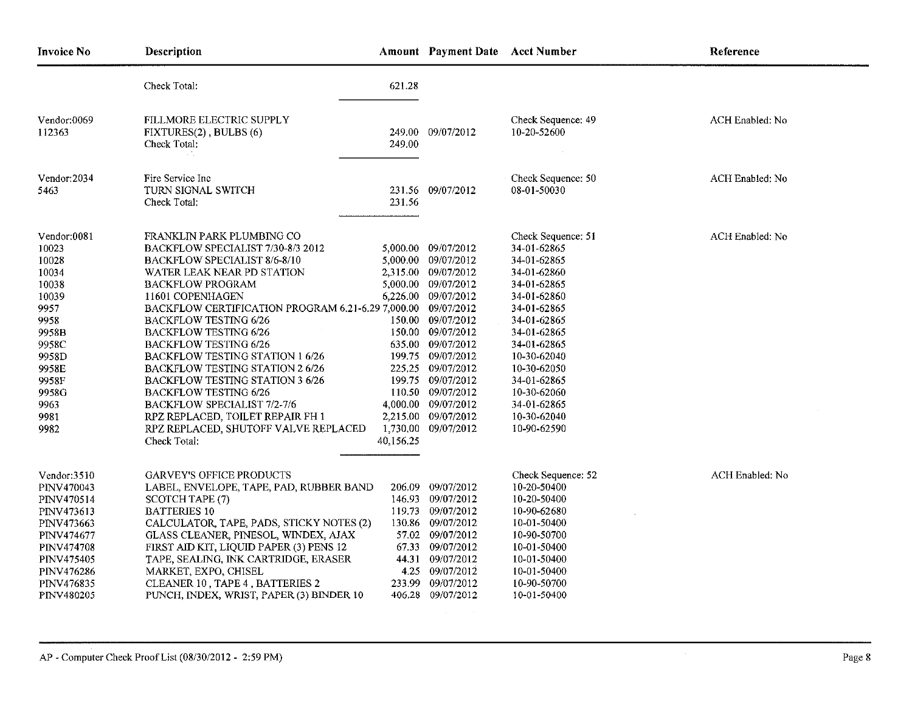| Invoice No | Description | Amount | Payment Date | Acct Number | Reference |
|---|---|---|---|---|---|
| | Check Total: | 621.28 | | | |
| Vendor:0069 | FILLMORE ELECTRIC SUPPLY | | | Check Sequence: 49 | ACH Enabled: No |
| 112363 | FIXTURES(2) , BULBS (6) | 249.00 | 09/07/2012 | 10-20-52600 | |
| | Check Total: | 249.00 | | | |
| Vendor:2034 | Fire Service Inc | | | Check Sequence: 50 | ACH Enabled: No |
| 5463 | TURN SIGNAL SWITCH | 231.56 | 09/07/2012 | 08-01-50030 | |
| | Check Total: | 231.56 | | | |
| Vendor:0081 | FRANKLIN PARK PLUMBING CO | | | Check Sequence: 51 | ACH Enabled: No |
| 10023 | BACKFLOW SPECIALIST 7/30-8/3 2012 | 5,000.00 | 09/07/2012 | 34-01-62865 | |
| 10028 | BACKFLOW SPECIALIST 8/6-8/10 | 5,000.00 | 09/07/2012 | 34-01-62865 | |
| 10034 | WATER LEAK NEAR PD STATION | 2,315.00 | 09/07/2012 | 34-01-62860 | |
| 10038 | BACKFLOW PROGRAM | 5,000.00 | 09/07/2012 | 34-01-62865 | |
| 10039 | 11601 COPENHAGEN | 6,226.00 | 09/07/2012 | 34-01-62860 | |
| 9957 | BACKFLOW CERTIFICATION PROGRAM 6.21-6.29 | 7,000.00 | 09/07/2012 | 34-01-62865 | |
| 9958 | BACKFLOW TESTING 6/26 | 150.00 | 09/07/2012 | 34-01-62865 | |
| 9958B | BACKFLOW TESTING 6/26 | 150.00 | 09/07/2012 | 34-01-62865 | |
| 9958C | BACKFLOW TESTING 6/26 | 635.00 | 09/07/2012 | 34-01-62865 | |
| 9958D | BACKFLOW TESTING STATION 1 6/26 | 199.75 | 09/07/2012 | 10-30-62040 | |
| 9958E | BACKFLOW TESTING STATION 2 6/26 | 225.25 | 09/07/2012 | 10-30-62050 | |
| 9958F | BACKFLOW TESTING STATION 3 6/26 | 199.75 | 09/07/2012 | 34-01-62865 | |
| 9958G | BACKFLOW TESTING 6/26 | 110.50 | 09/07/2012 | 10-30-62060 | |
| 9963 | BACKFLOW SPECIALIST 7/2-7/6 | 4,000.00 | 09/07/2012 | 34-01-62865 | |
| 9981 | RPZ REPLACED, TOILET REPAIR FH 1 | 2,215.00 | 09/07/2012 | 10-30-62040 | |
| 9982 | RPZ REPLACED, SHUTOFF VALVE REPLACED | 1,730.00 | 09/07/2012 | 10-90-62590 | |
| | Check Total: | 40,156.25 | | | |
| Vendor:3510 | GARVEY'S OFFICE PRODUCTS | | | Check Sequence: 52 | ACH Enabled: No |
| PINV470043 | LABEL, ENVELOPE, TAPE, PAD, RUBBER BAND | 206.09 | 09/07/2012 | 10-20-50400 | |
| PINV470514 | SCOTCH TAPE (7) | 146.93 | 09/07/2012 | 10-20-50400 | |
| PINV473613 | BATTERIES 10 | 119.73 | 09/07/2012 | 10-90-62680 | |
| PINV473663 | CALCULATOR, TAPE, PADS, STICKY NOTES (2) | 130.86 | 09/07/2012 | 10-01-50400 | |
| PINV474677 | GLASS CLEANER, PINESOL, WINDEX, AJAX | 57.02 | 09/07/2012 | 10-90-50700 | |
| PINV474708 | FIRST AID KIT, LIQUID PAPER (3) PENS 12 | 67.33 | 09/07/2012 | 10-01-50400 | |
| PINV475405 | TAPE, SEALING, INK CARTRIDGE, ERASER | 44.31 | 09/07/2012 | 10-01-50400 | |
| PINV476286 | MARKET, EXPO, CHISEL | 4.25 | 09/07/2012 | 10-01-50400 | |
| PINV476835 | CLEANER 10 , TAPE 4 , BATTERIES 2 | 233.99 | 09/07/2012 | 10-90-50700 | |
| PINV480205 | PUNCH, INDEX, WRIST, PAPER (3) BINDER 10 | 406.28 | 09/07/2012 | 10-01-50400 | |

AP - Computer Check Proof List (08/30/2012 - 2:59 PM)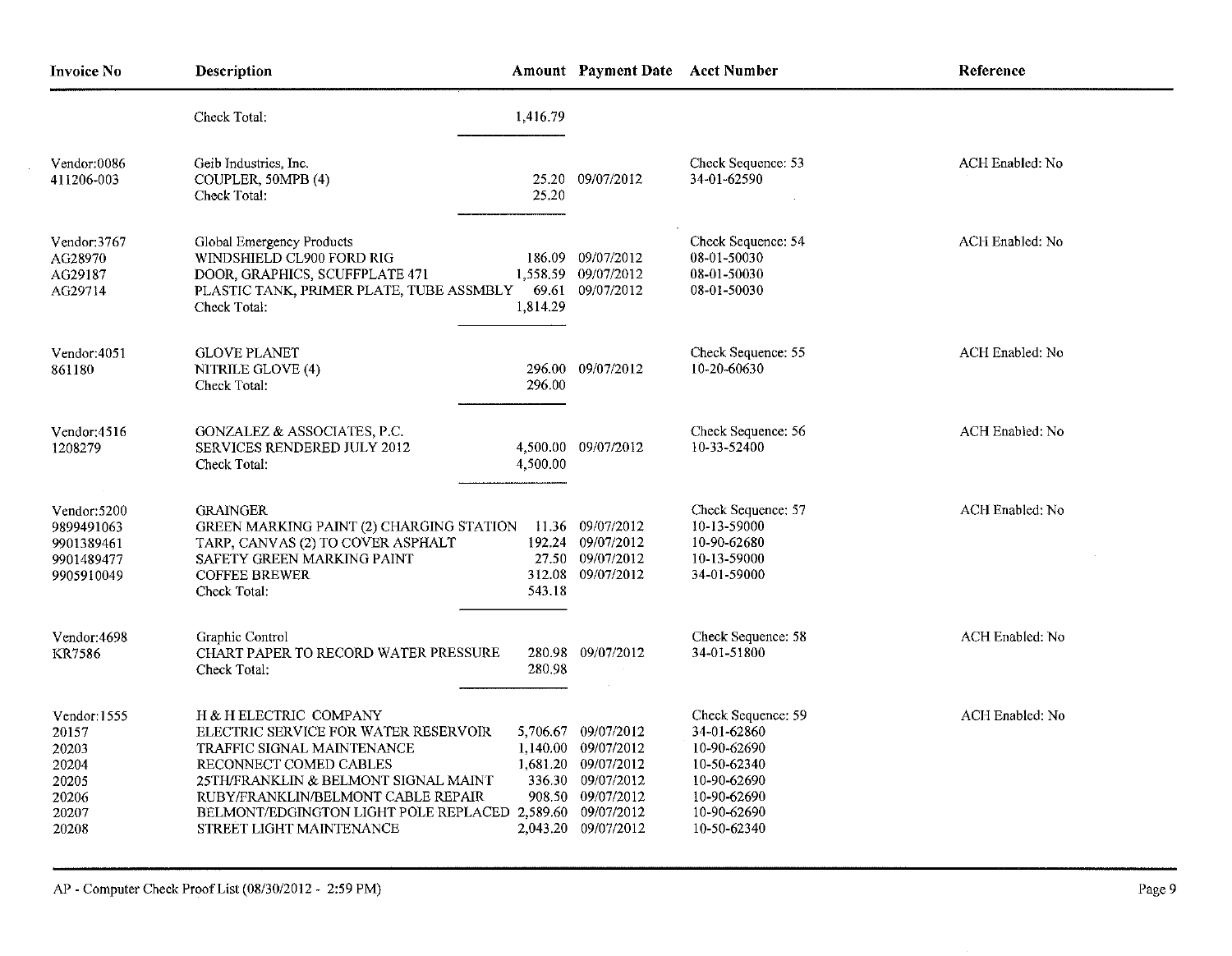| Invoice No | Description | Amount | Payment Date | Acct Number | Reference |
|---|---|---|---|---|---|
| | Check Total: | 1,416.79 | | | |
| Vendor:0086 | Geib Industries, Inc. | | | Check Sequence: 53 | ACH Enabled: No |
| 411206-003 | COUPLER, 50MPB (4) | 25.20 | 09/07/2012 | 34-01-62590 | |
| | Check Total: | 25.20 | | | |
| Vendor:3767 | Global Emergency Products | | | Check Sequence: 54 | ACH Enabled: No |
| AG28970 | WINDSHIELD CL900 FORD RIG | 186.09 | 09/07/2012 | 08-01-50030 | |
| AG29187 | DOOR, GRAPHICS, SCUFFPLATE 471 | 1,558.59 | 09/07/2012 | 08-01-50030 | |
| AG29714 | PLASTIC TANK, PRIMER PLATE, TUBE ASSMBLY | 69.61 | 09/07/2012 | 08-01-50030 | |
| | Check Total: | 1,814.29 | | | |
| Vendor:4051 | GLOVE PLANET | | | Check Sequence: 55 | ACH Enabled: No |
| 861180 | NITRILE GLOVE (4) | 296.00 | 09/07/2012 | 10-20-60630 | |
| | Check Total: | 296.00 | | | |
| Vendor:4516 | GONZALEZ & ASSOCIATES, P.C. | | | Check Sequence: 56 | ACH Enabled: No |
| 1208279 | SERVICES RENDERED JULY 2012 | 4,500.00 | 09/07/2012 | 10-33-52400 | |
| | Check Total: | 4,500.00 | | | |
| Vendor:5200 | GRAINGER | | | Check Sequence: 57 | ACH Enabled: No |
| 9899491063 | GREEN MARKING PAINT (2) CHARGING STATION | 11.36 | 09/07/2012 | 10-13-59000 | |
| 9901389461 | TARP, CANVAS (2) TO COVER ASPHALT | 192.24 | 09/07/2012 | 10-90-62680 | |
| 9901489477 | SAFETY GREEN MARKING PAINT | 27.50 | 09/07/2012 | 10-13-59000 | |
| 9905910049 | COFFEE BREWER | 312.08 | 09/07/2012 | 34-01-59000 | |
| | Check Total: | 543.18 | | | |
| Vendor:4698 | Graphic Control | | | Check Sequence: 58 | ACH Enabled: No |
| KR7586 | CHART PAPER TO RECORD WATER PRESSURE | 280.98 | 09/07/2012 | 34-01-51800 | |
| | Check Total: | 280.98 | | | |
| Vendor:1555 | H & H ELECTRIC COMPANY | | | Check Sequence: 59 | ACH Enabled: No |
| 20157 | ELECTRIC SERVICE FOR WATER RESERVOIR | 5,706.67 | 09/07/2012 | 34-01-62860 | |
| 20203 | TRAFFIC SIGNAL MAINTENANCE | 1,140.00 | 09/07/2012 | 10-90-62690 | |
| 20204 | RECONNECT COMED CABLES | 1,681.20 | 09/07/2012 | 10-50-62340 | |
| 20205 | 25TH/FRANKLIN & BELMONT SIGNAL MAINT | 336.30 | 09/07/2012 | 10-90-62690 | |
| 20206 | RUBY/FRANKLIN/BELMONT CABLE REPAIR | 908.50 | 09/07/2012 | 10-90-62690 | |
| 20207 | BELMONT/EDGINGTON LIGHT POLE REPLACED | 2,589.60 | 09/07/2012 | 10-90-62690 | |
| 20208 | STREET LIGHT MAINTENANCE | 2,043.20 | 09/07/2012 | 10-50-62340 | |

AP - Computer Check Proof List (08/30/2012 - 2:59 PM)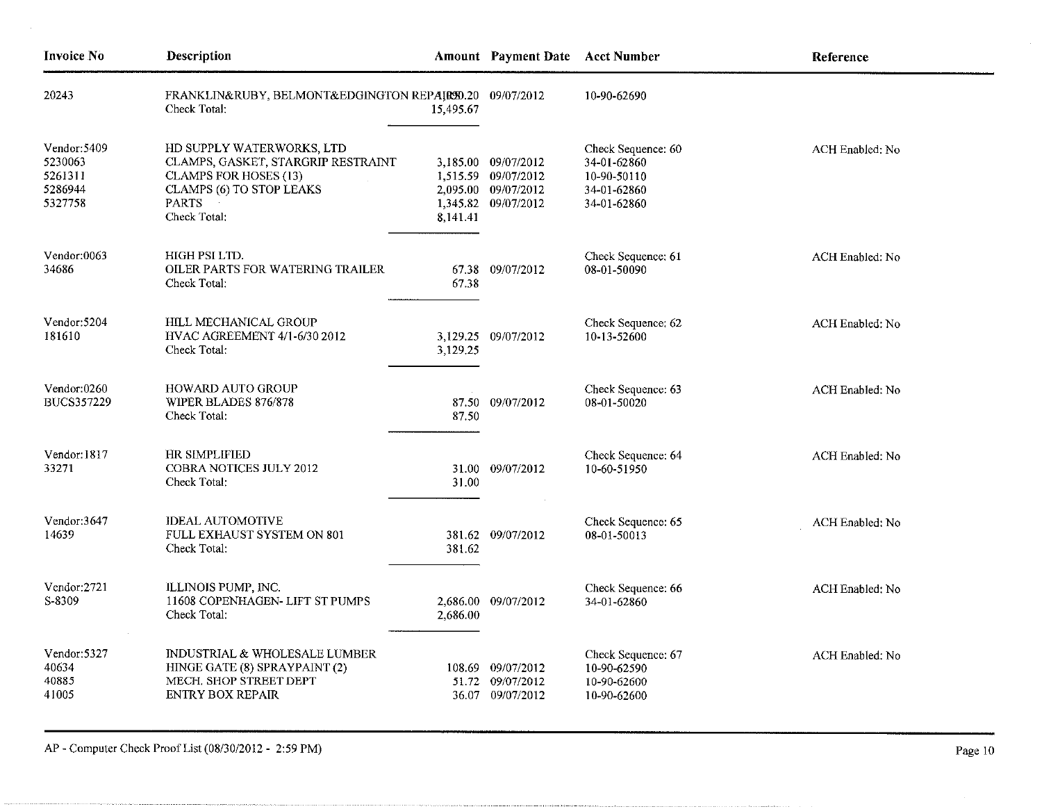| Invoice No | Description | Amount | Payment Date | Acct Number | Reference |
|---|---|---|---|---|---|
| 20243 | FRANKLIN&RUBY, BELMONT&EDGINGTON REPAIRS | 4,090.20 | 09/07/2012 | 10-90-62690 | |
| | Check Total: | 15,495.67 | | | |
| Vendor:5409 | HD SUPPLY WATERWORKS, LTD | | | Check Sequence: 60 | ACH Enabled: No |
| 5230063 | CLAMPS, GASKET, STARGRIP RESTRAINT | 3,185.00 | 09/07/2012 | 34-01-62860 | |
| 5261311 | CLAMPS FOR HOSES (13) | 1,515.59 | 09/07/2012 | 10-90-50110 | |
| 5286944 | CLAMPS (6) TO STOP LEAKS | 2,095.00 | 09/07/2012 | 34-01-62860 | |
| 5327758 | PARTS | 1,345.82 | 09/07/2012 | 34-01-62860 | |
| | Check Total: | 8,141.41 | | | |
| Vendor:0063 | HIGH PSI LTD. | | | Check Sequence: 61 | ACH Enabled: No |
| 34686 | OILER PARTS FOR WATERING TRAILER | 67.38 | 09/07/2012 | 08-01-50090 | |
| | Check Total: | 67.38 | | | |
| Vendor:5204 | HILL MECHANICAL GROUP | | | Check Sequence: 62 | ACH Enabled: No |
| 181610 | HVAC AGREEMENT 4/1-6/30 2012 | 3,129.25 | 09/07/2012 | 10-13-52600 | |
| | Check Total: | 3,129.25 | | | |
| Vendor:0260 | HOWARD AUTO GROUP | | | Check Sequence: 63 | ACH Enabled: No |
| BUCS357229 | WIPER BLADES 876/878 | 87.50 | 09/07/2012 | 08-01-50020 | |
| | Check Total: | 87.50 | | | |
| Vendor:1817 | HR SIMPLIFIED | | | Check Sequence: 64 | ACH Enabled: No |
| 33271 | COBRA NOTICES JULY 2012 | 31.00 | 09/07/2012 | 10-60-51950 | |
| | Check Total: | 31.00 | | | |
| Vendor:3647 | IDEAL AUTOMOTIVE | | | Check Sequence: 65 | ACH Enabled: No |
| 14639 | FULL EXHAUST SYSTEM ON 801 | 381.62 | 09/07/2012 | 08-01-50013 | |
| | Check Total: | 381.62 | | | |
| Vendor:2721 | ILLINOIS PUMP, INC. | | | Check Sequence: 66 | ACH Enabled: No |
| S-8309 | 11608 COPENHAGEN- LIFT ST PUMPS | 2,686.00 | 09/07/2012 | 34-01-62860 | |
| | Check Total: | 2,686.00 | | | |
| Vendor:5327 | INDUSTRIAL & WHOLESALE LUMBER | | | Check Sequence: 67 | ACH Enabled: No |
| 40634 | HINGE GATE (8) SPRAYPAINT (2) | 108.69 | 09/07/2012 | 10-90-62590 | |
| 40885 | MECH. SHOP STREET DEPT | 51.72 | 09/07/2012 | 10-90-62600 | |
| 41005 | ENTRY BOX REPAIR | 36.07 | 09/07/2012 | 10-90-62600 | |

AP - Computer Check Proof List (08/30/2012 - 2:59 PM)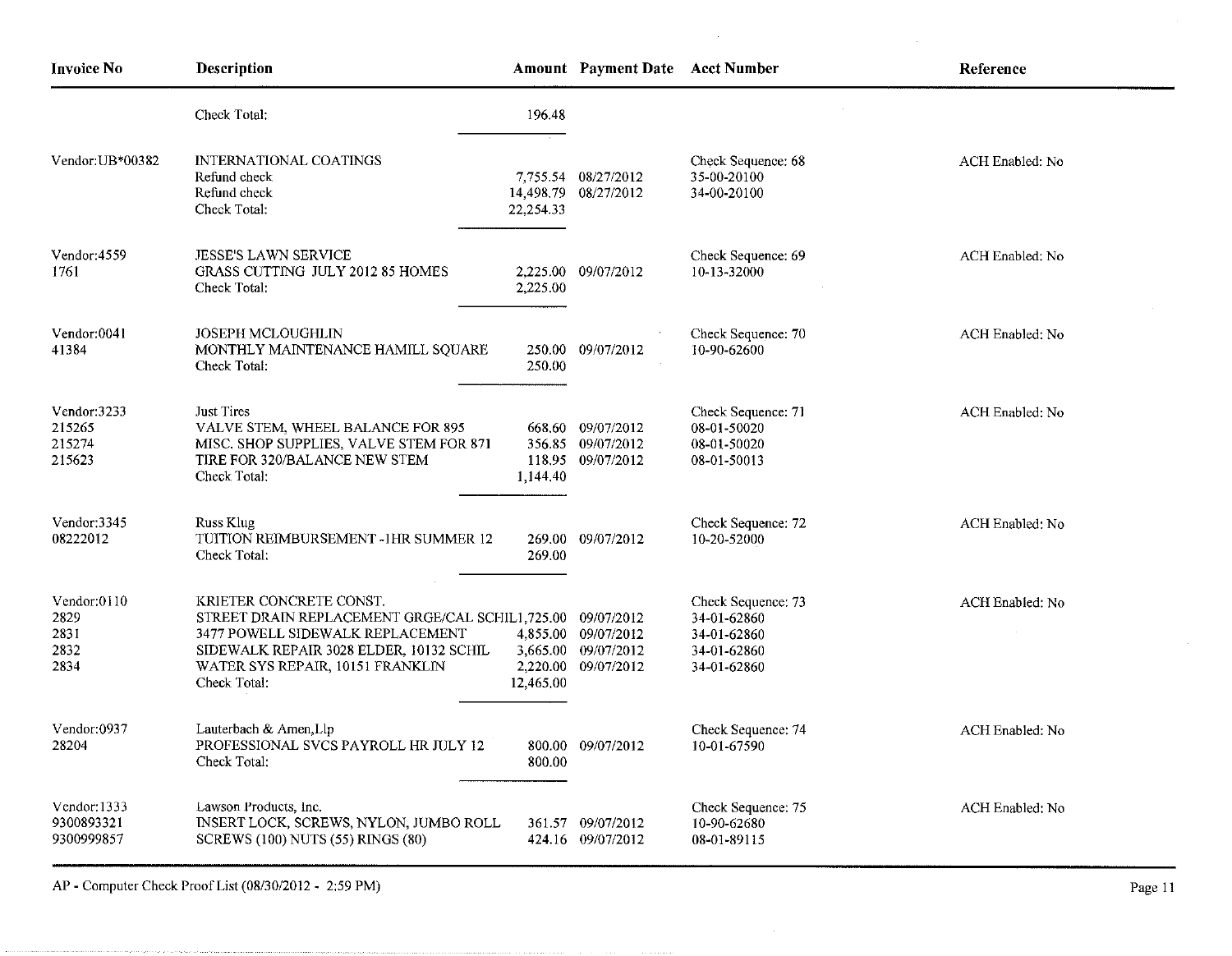| Invoice No | Description | Amount | Payment Date | Acct Number | Reference |
|---|---|---|---|---|---|
| | Check Total: | 196.48 | | | |
| Vendor:UB*00382 | INTERNATIONAL COATINGS | | | Check Sequence: 68 | ACH Enabled: No |
| | Refund check | 7,755.54 | 08/27/2012 | 35-00-20100 | |
| | Refund check | 14,498.79 | 08/27/2012 | 34-00-20100 | |
| | Check Total: | 22,254.33 | | | |
| Vendor:4559 | JESSE'S LAWN SERVICE | | | Check Sequence: 69 | ACH Enabled: No |
| 1761 | GRASS CUTTING JULY 2012 85 HOMES | 2,225.00 | 09/07/2012 | 10-13-32000 | |
| | Check Total: | 2,225.00 | | | |
| Vendor:0041 | JOSEPH MCLOUGHLIN | | | Check Sequence: 70 | ACH Enabled: No |
| 41384 | MONTHLY MAINTENANCE HAMILL SQUARE | 250.00 | 09/07/2012 | 10-90-62600 | |
| | Check Total: | 250.00 | | | |
| Vendor:3233 | Just Tires | | | Check Sequence: 71 | ACH Enabled: No |
| 215265 | VALVE STEM, WHEEL BALANCE FOR 895 | 668.60 | 09/07/2012 | 08-01-50020 | |
| 215274 | MISC. SHOP SUPPLIES, VALVE STEM FOR 871 | 356.85 | 09/07/2012 | 08-01-50020 | |
| 215623 | TIRE FOR 320/BALANCE NEW STEM | 118.95 | 09/07/2012 | 08-01-50013 | |
| | Check Total: | 1,144.40 | | | |
| Vendor:3345 | Russ Klug | | | Check Sequence: 72 | ACH Enabled: No |
| 08222012 | TUITION REIMBURSEMENT -1HR SUMMER 12 | 269.00 | 09/07/2012 | 10-20-52000 | |
| | Check Total: | 269.00 | | | |
| Vendor:0110 | KRIETER CONCRETE CONST. | | | Check Sequence: 73 | ACH Enabled: No |
| 2829 | STREET DRAIN REPLACEMENT GRGE/CAL SCHIL | 1,725.00 | 09/07/2012 | 34-01-62860 | |
| 2831 | 3477 POWELL SIDEWALK REPLACEMENT | 4,855.00 | 09/07/2012 | 34-01-62860 | |
| 2832 | SIDEWALK REPAIR 3028 ELDER, 10132 SCHIL | 3,665.00 | 09/07/2012 | 34-01-62860 | |
| 2834 | WATER SYS REPAIR, 10151 FRANKLIN | 2,220.00 | 09/07/2012 | 34-01-62860 | |
| | Check Total: | 12,465.00 | | | |
| Vendor:0937 | Lauterbach & Amen,Llp | | | Check Sequence: 74 | ACH Enabled: No |
| 28204 | PROFESSIONAL SVCS PAYROLL HR JULY 12 | 800.00 | 09/07/2012 | 10-01-67590 | |
| | Check Total: | 800.00 | | | |
| Vendor:1333 | Lawson Products, Inc. | | | Check Sequence: 75 | ACH Enabled: No |
| 9300893321 | INSERT LOCK, SCREWS, NYLON, JUMBO ROLL | 361.57 | 09/07/2012 | 10-90-62680 | |
| 9300999857 | SCREWS (100) NUTS (55) RINGS (80) | 424.16 | 09/07/2012 | 08-01-89115 | |

AP - Computer Check Proof List (08/30/2012 - 2:59 PM)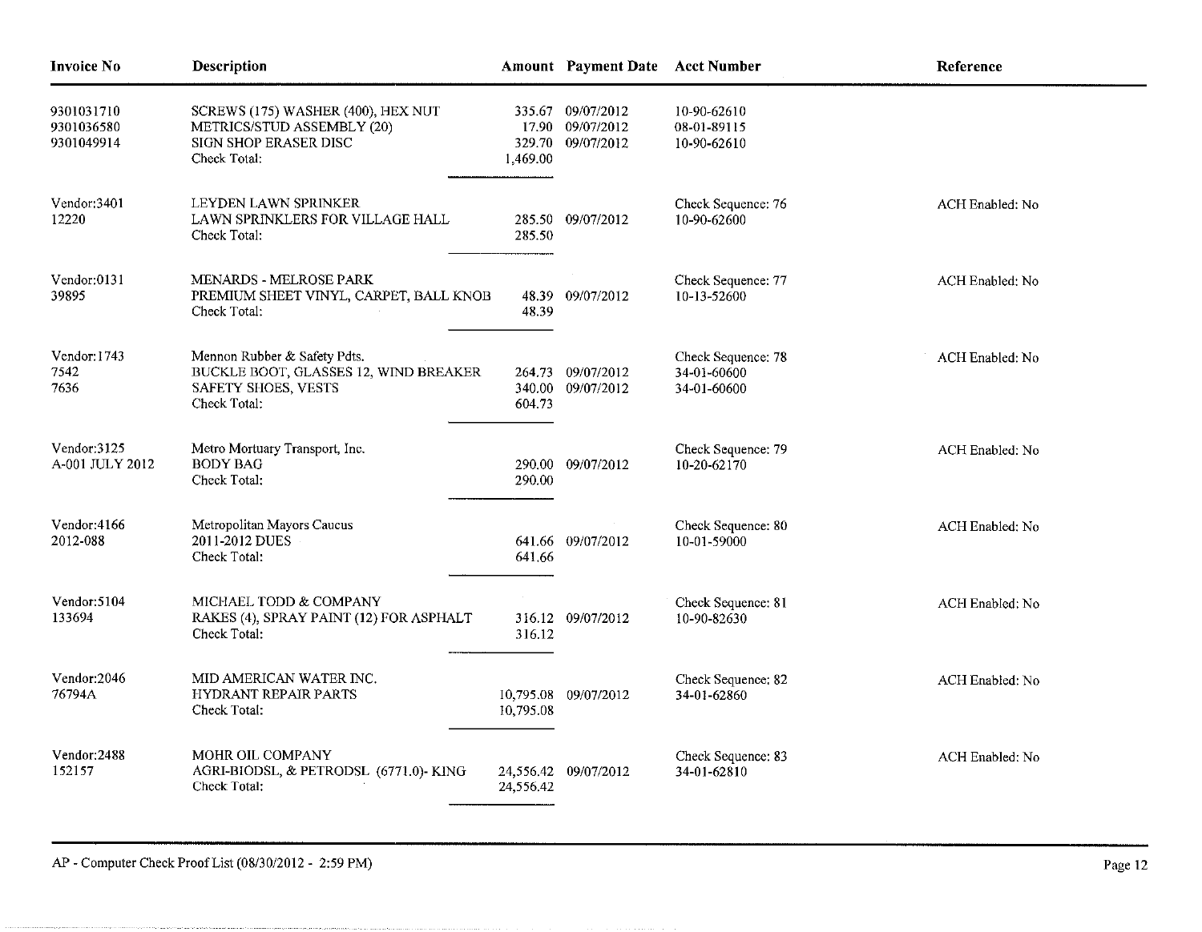| Invoice No | Description | Amount | Payment Date | Acct Number | Reference |
|---|---|---|---|---|---|
| 9301031710 | SCREWS (175) WASHER (400), HEX NUT | 335.67 | 09/07/2012 | 10-90-62610 | |
| 9301036580 | METRICS/STUD ASSEMBLY (20) | 17.90 | 09/07/2012 | 08-01-89115 | |
| 9301049914 | SIGN SHOP ERASER DISC | 329.70 | 09/07/2012 | 10-90-62610 | |
| | Check Total: | 1,469.00 | | | |
| Vendor:3401 | LEYDEN LAWN SPRINKER | | | Check Sequence: 76 | ACH Enabled: No |
| 12220 | LAWN SPRINKLERS FOR VILLAGE HALL | 285.50 | 09/07/2012 | 10-90-62600 | |
| | Check Total: | 285.50 | | | |
| Vendor:0131 | MENARDS - MELROSE PARK | | | Check Sequence: 77 | ACH Enabled: No |
| 39895 | PREMIUM SHEET VINYL, CARPET, BALL KNOB | 48.39 | 09/07/2012 | 10-13-52600 | |
| | Check Total: | 48.39 | | | |
| Vendor:1743 | Mennon Rubber & Safety Pdts. | | | Check Sequence: 78 | ACH Enabled: No |
| 7542 | BUCKLE BOOT, GLASSES 12, WIND BREAKER | 264.73 | 09/07/2012 | 34-01-60600 | |
| 7636 | SAFETY SHOES, VESTS | 340.00 | 09/07/2012 | 34-01-60600 | |
| | Check Total: | 604.73 | | | |
| Vendor:3125 | Metro Mortuary Transport, Inc. | | | Check Sequence: 79 | ACH Enabled: No |
| A-001 JULY 2012 | BODY BAG | 290.00 | 09/07/2012 | 10-20-62170 | |
| | Check Total: | 290.00 | | | |
| Vendor:4166 | Metropolitan Mayors Caucus | | | Check Sequence: 80 | ACH Enabled: No |
| 2012-088 | 2011-2012 DUES | 641.66 | 09/07/2012 | 10-01-59000 | |
| | Check Total: | 641.66 | | | |
| Vendor:5104 | MICHAEL TODD & COMPANY | | | Check Sequence: 81 | ACH Enabled: No |
| 133694 | RAKES (4), SPRAY PAINT (12) FOR ASPHALT | 316.12 | 09/07/2012 | 10-90-82630 | |
| | Check Total: | 316.12 | | | |
| Vendor:2046 | MID AMERICAN WATER INC. | | | Check Sequence: 82 | ACH Enabled: No |
| 76794A | HYDRANT REPAIR PARTS | 10,795.08 | 09/07/2012 | 34-01-62860 | |
| | Check Total: | 10,795.08 | | | |
| Vendor:2488 | MOHR OIL COMPANY | | | Check Sequence: 83 | ACH Enabled: No |
| 152157 | AGRI-BIODSL, & PETRODSL (6771.0)- KING | 24,556.42 | 09/07/2012 | 34-01-62810 | |
| | Check Total: | 24,556.42 | | | |

AP - Computer Check Proof List (08/30/2012 - 2:59 PM)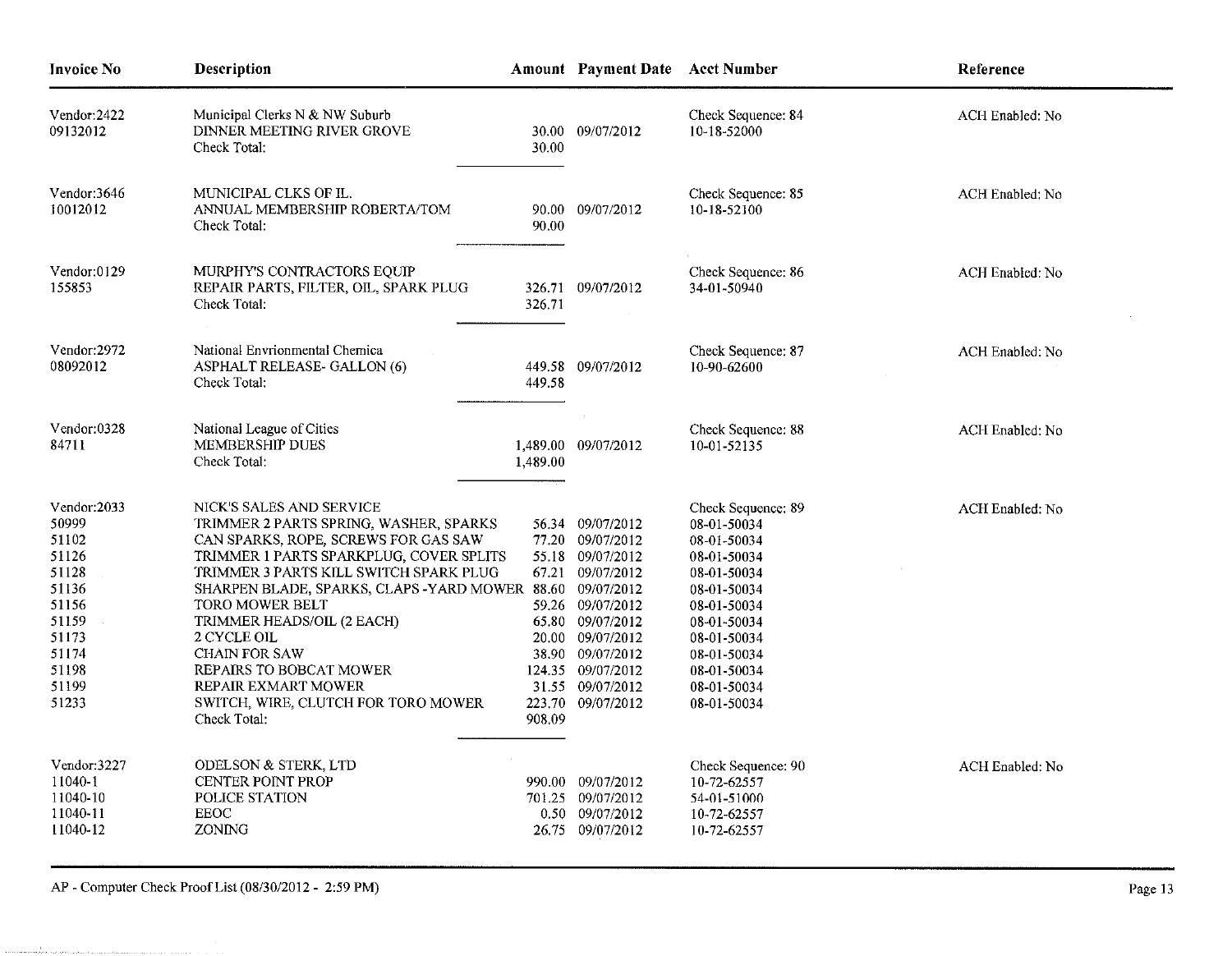| Invoice No | Description | Amount | Payment Date | Acct Number | Reference |
|---|---|---|---|---|---|
| Vendor:2422 | Municipal Clerks N & NW Suburb | | | Check Sequence: 84 | ACH Enabled: No |
| 09132012 | DINNER MEETING RIVER GROVE | 30.00 | 09/07/2012 | 10-18-52000 | |
| | Check Total: | 30.00 | | | |
| Vendor:3646 | MUNICIPAL CLKS OF IL. | | | Check Sequence: 85 | ACH Enabled: No |
| 10012012 | ANNUAL MEMBERSHIP ROBERTA/TOM | 90.00 | 09/07/2012 | 10-18-52100 | |
| | Check Total: | 90.00 | | | |
| Vendor:0129 | MURPHY'S CONTRACTORS EQUIP | | | Check Sequence: 86 | ACH Enabled: No |
| 155853 | REPAIR PARTS, FILTER, OIL, SPARK PLUG | 326.71 | 09/07/2012 | 34-01-50940 | |
| | Check Total: | 326.71 | | | |
| Vendor:2972 | National Envrionmental Chemica | | | Check Sequence: 87 | ACH Enabled: No |
| 08092012 | ASPHALT RELEASE- GALLON (6) | 449.58 | 09/07/2012 | 10-90-62600 | |
| | Check Total: | 449.58 | | | |
| Vendor:0328 | National League of Cities | | | Check Sequence: 88 | ACH Enabled: No |
| 84711 | MEMBERSHIP DUES | 1,489.00 | 09/07/2012 | 10-01-52135 | |
| | Check Total: | 1,489.00 | | | |
| Vendor:2033 | NICK'S SALES AND SERVICE | | | Check Sequence: 89 | ACH Enabled: No |
| 50999 | TRIMMER 2 PARTS SPRING, WASHER, SPARKS | 56.34 | 09/07/2012 | 08-01-50034 | |
| 51102 | CAN SPARKS, ROPE, SCREWS FOR GAS SAW | 77.20 | 09/07/2012 | 08-01-50034 | |
| 51126 | TRIMMER 1 PARTS SPARKPLUG, COVER SPLITS | 55.18 | 09/07/2012 | 08-01-50034 | |
| 51128 | TRIMMER 3 PARTS KILL SWITCH SPARK PLUG | 67.21 | 09/07/2012 | 08-01-50034 | |
| 51136 | SHARPEN BLADE, SPARKS, CLAPS -YARD MOWER | 88.60 | 09/07/2012 | 08-01-50034 | |
| 51156 | TORO MOWER BELT | 59.26 | 09/07/2012 | 08-01-50034 | |
| 51159 | TRIMMER HEADS/OIL (2 EACH) | 65.80 | 09/07/2012 | 08-01-50034 | |
| 51173 | 2 CYCLE OIL | 20.00 | 09/07/2012 | 08-01-50034 | |
| 51174 | CHAIN FOR SAW | 38.90 | 09/07/2012 | 08-01-50034 | |
| 51198 | REPAIRS TO BOBCAT MOWER | 124.35 | 09/07/2012 | 08-01-50034 | |
| 51199 | REPAIR EXMART MOWER | 31.55 | 09/07/2012 | 08-01-50034 | |
| 51233 | SWITCH, WIRE, CLUTCH FOR TORO MOWER | 223.70 | 09/07/2012 | 08-01-50034 | |
| | Check Total: | 908.09 | | | |
| Vendor:3227 | ODELSON & STERK, LTD | | | Check Sequence: 90 | ACH Enabled: No |
| 11040-1 | CENTER POINT PROP | 990.00 | 09/07/2012 | 10-72-62557 | |
| 11040-10 | POLICE STATION | 701.25 | 09/07/2012 | 54-01-51000 | |
| 11040-11 | EEOC | 0.50 | 09/07/2012 | 10-72-62557 | |
| 11040-12 | ZONING | 26.75 | 09/07/2012 | 10-72-62557 | |

AP - Computer Check Proof List (08/30/2012 - 2:59 PM)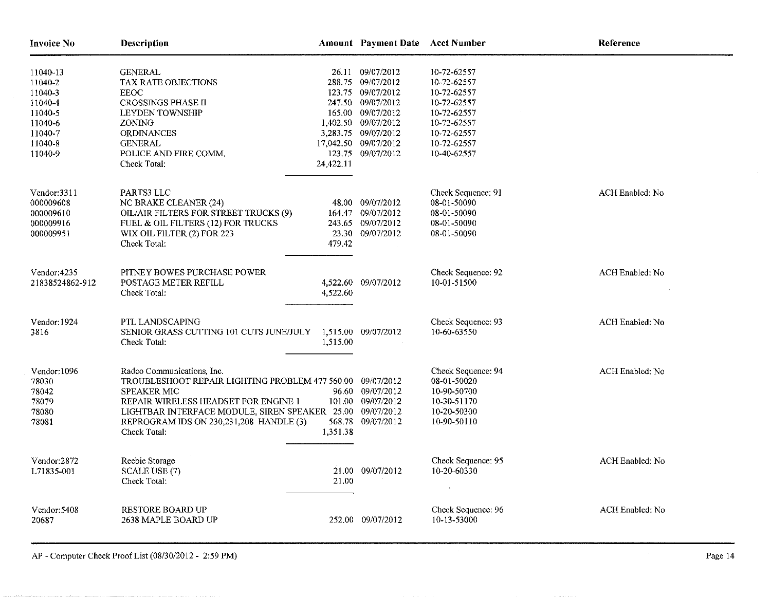| Invoice No | Description | Amount | Payment Date | Acct Number | Reference |
|---|---|---|---|---|---|
| 11040-13 | GENERAL | 26.11 | 09/07/2012 | 10-72-62557 | |
| 11040-2 | TAX RATE OBJECTIONS | 288.75 | 09/07/2012 | 10-72-62557 | |
| 11040-3 | EEOC | 123.75 | 09/07/2012 | 10-72-62557 | |
| 11040-4 | CROSSINGS PHASE II | 247.50 | 09/07/2012 | 10-72-62557 | |
| 11040-5 | LEYDEN TOWNSHIP | 165.00 | 09/07/2012 | 10-72-62557 | |
| 11040-6 | ZONING | 1,402.50 | 09/07/2012 | 10-72-62557 | |
| 11040-7 | ORDINANCES | 3,283.75 | 09/07/2012 | 10-72-62557 | |
| 11040-8 | GENERAL | 17,042.50 | 09/07/2012 | 10-72-62557 | |
| 11040-9 | POLICE AND FIRE COMM. | 123.75 | 09/07/2012 | 10-40-62557 | |
| | Check Total: | 24,422.11 | | | |
| Vendor:3311 | PARTS3 LLC | | | Check Sequence: 91 | ACH Enabled: No |
| 000009608 | NC BRAKE CLEANER (24) | 48.00 | 09/07/2012 | 08-01-50090 | |
| 000009610 | OIL/AIR FILTERS FOR STREET TRUCKS (9) | 164.47 | 09/07/2012 | 08-01-50090 | |
| 000009916 | FUEL & OIL FILTERS (12) FOR TRUCKS | 243.65 | 09/07/2012 | 08-01-50090 | |
| 000009951 | WIX OIL FILTER (2) FOR 223 | 23.30 | 09/07/2012 | 08-01-50090 | |
| | Check Total: | 479.42 | | | |
| Vendor:4235 | PITNEY BOWES PURCHASE POWER | | | Check Sequence: 92 | ACH Enabled: No |
| 21838524862-912 | POSTAGE METER REFILL | 4,522.60 | 09/07/2012 | 10-01-51500 | |
| | Check Total: | 4,522.60 | | | |
| Vendor:1924 | PTL LANDSCAPING | | | Check Sequence: 93 | ACH Enabled: No |
| 3816 | SENIOR GRASS CUTTING 101 CUTS JUNE/JULY | 1,515.00 | 09/07/2012 | 10-60-63550 | |
| | Check Total: | 1,515.00 | | | |
| Vendor:1096 | Radco Communications, Inc. | | | Check Sequence: 94 | ACH Enabled: No |
| 78030 | TROUBLESHOOT REPAIR LIGHTING PROBLEM 477 | 560.00 | 09/07/2012 | 08-01-50020 | |
| 78042 | SPEAKER MIC | 96.60 | 09/07/2012 | 10-90-50700 | |
| 78079 | REPAIR WIRELESS HEADSET FOR ENGINE 1 | 101.00 | 09/07/2012 | 10-30-51170 | |
| 78080 | LIGHTBAR INTERFACE MODULE, SIREN SPEAKER | 25.00 | 09/07/2012 | 10-20-50300 | |
| 78081 | REPROGRAM IDS ON 230,231,208 HANDLE (3) | 568.78 | 09/07/2012 | 10-90-50110 | |
| | Check Total: | 1,351.38 | | | |
| Vendor:2872 | Reebie Storage | | | Check Sequence: 95 | ACH Enabled: No |
| L71835-001 | SCALE USE (7) | 21.00 | 09/07/2012 | 10-20-60330 | |
| | Check Total: | 21.00 | | | |
| Vendor:5408 | RESTORE BOARD UP | | | Check Sequence: 96 | ACH Enabled: No |
| 20687 | 2638 MAPLE BOARD UP | 252.00 | 09/07/2012 | 10-13-53000 | |

AP - Computer Check Proof List (08/30/2012 - 2:59 PM)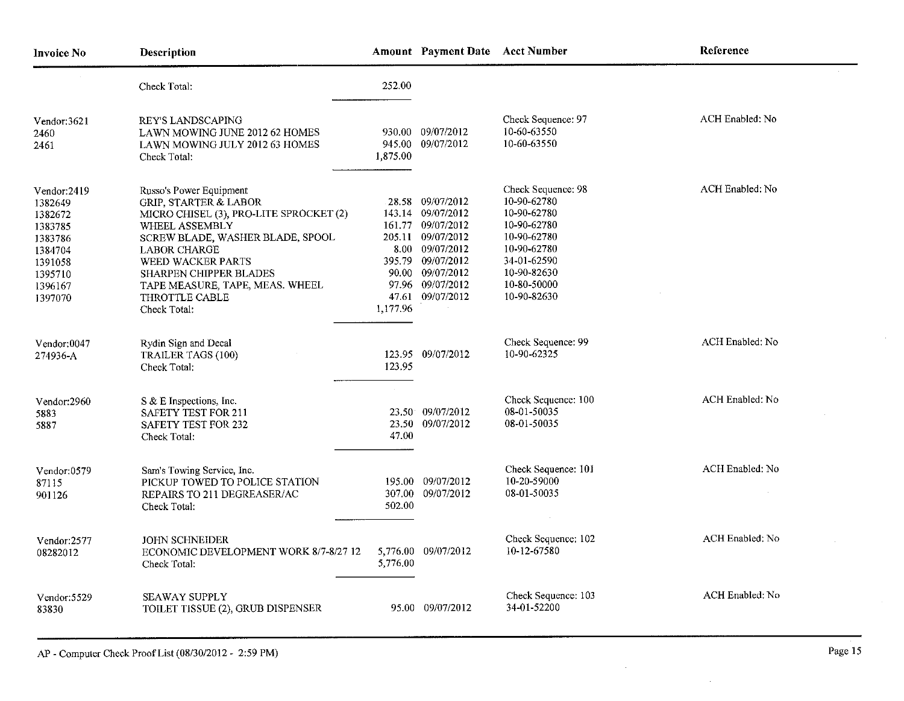| Invoice No | Description | Amount | Payment Date | Acct Number | Reference |
|---|---|---|---|---|---|
| | Check Total: | 252.00 | | | |
| Vendor:3621 | REY'S LANDSCAPING | | | Check Sequence: 97 | ACH Enabled: No |
| 2460 | LAWN MOWING JUNE 2012 62 HOMES | 930.00 | 09/07/2012 | 10-60-63550 | |
| 2461 | LAWN MOWING JULY 2012 63 HOMES | 945.00 | 09/07/2012 | 10-60-63550 | |
| | Check Total: | 1,875.00 | | | |
| Vendor:2419 | Russo's Power Equipment | | | Check Sequence: 98 | ACH Enabled: No |
| 1382649 | GRIP, STARTER & LABOR | 28.58 | 09/07/2012 | 10-90-62780 | |
| 1382672 | MICRO CHISEL (3), PRO-LITE SPROCKET (2) | 143.14 | 09/07/2012 | 10-90-62780 | |
| 1383785 | WHEEL ASSEMBLY | 161.77 | 09/07/2012 | 10-90-62780 | |
| 1383786 | SCREW BLADE, WASHER BLADE, SPOOL | 205.11 | 09/07/2012 | 10-90-62780 | |
| 1384704 | LABOR CHARGE | 8.00 | 09/07/2012 | 10-90-62780 | |
| 1391058 | WEED WACKER PARTS | 395.79 | 09/07/2012 | 34-01-62590 | |
| 1395710 | SHARPEN CHIPPER BLADES | 90.00 | 09/07/2012 | 10-90-82630 | |
| 1396167 | TAPE MEASURE, TAPE, MEAS. WHEEL | 97.96 | 09/07/2012 | 10-80-50000 | |
| 1397070 | THROTTLE CABLE | 47.61 | 09/07/2012 | 10-90-82630 | |
| | Check Total: | 1,177.96 | | | |
| Vendor:0047 | Rydin Sign and Decal | | | Check Sequence: 99 | ACH Enabled: No |
| 274936-A | TRAILER TAGS (100) | 123.95 | 09/07/2012 | 10-90-62325 | |
| | Check Total: | 123.95 | | | |
| Vendor:2960 | S & E Inspections, Inc. | | | Check Sequence: 100 | ACH Enabled: No |
| 5883 | SAFETY TEST FOR 211 | 23.50 | 09/07/2012 | 08-01-50035 | |
| 5887 | SAFETY TEST FOR 232 | 23.50 | 09/07/2012 | 08-01-50035 | |
| | Check Total: | 47.00 | | | |
| Vendor:0579 | Sam's Towing Service, Inc. | | | Check Sequence: 101 | ACH Enabled: No |
| 87115 | PICKUP TOWED TO POLICE STATION | 195.00 | 09/07/2012 | 10-20-59000 | |
| 901126 | REPAIRS TO 211 DEGREASER/AC | 307.00 | 09/07/2012 | 08-01-50035 | |
| | Check Total: | 502.00 | | | |
| Vendor:2577 | JOHN SCHNEIDER | | | Check Sequence: 102 | ACH Enabled: No |
| 08282012 | ECONOMIC DEVELOPMENT WORK 8/7-8/27 12 | 5,776.00 | 09/07/2012 | 10-12-67580 | |
| | Check Total: | 5,776.00 | | | |
| Vendor:5529 | SEAWAY SUPPLY | | | Check Sequence: 103 | ACH Enabled: No |
| 83830 | TOILET TISSUE (2), GRUB DISPENSER | 95.00 | 09/07/2012 | 34-01-52200 | |

AP - Computer Check Proof List (08/30/2012 - 2:59 PM)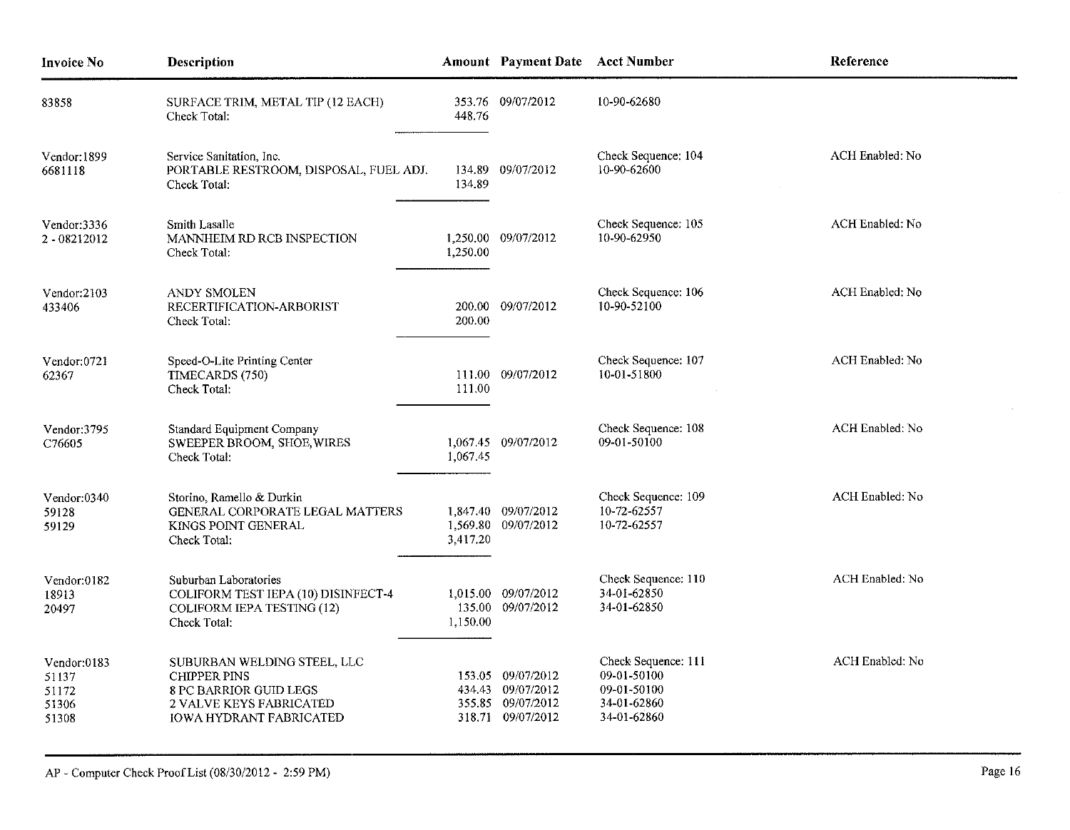| Invoice No | Description | Amount | Payment Date | Acct Number | Reference |
|---|---|---|---|---|---|
| 83858 | SURFACE TRIM, METAL TIP (12 EACH) | 353.76 | 09/07/2012 | 10-90-62680 | |
| | Check Total: | 448.76 | | | |
| Vendor:1899 | Service Sanitation, Inc. | | | Check Sequence: 104 | ACH Enabled: No |
| 6681118 | PORTABLE RESTROOM, DISPOSAL, FUEL ADJ. | 134.89 | 09/07/2012 | 10-90-62600 | |
| | Check Total: | 134.89 | | | |
| Vendor:3336 | Smith Lasalle | | | Check Sequence: 105 | ACH Enabled: No |
| 2 - 08212012 | MANNHEIM RD RCB INSPECTION | 1,250.00 | 09/07/2012 | 10-90-62950 | |
| | Check Total: | 1,250.00 | | | |
| Vendor:2103 | ANDY SMOLEN | | | Check Sequence: 106 | ACH Enabled: No |
| 433406 | RECERTIFICATION-ARBORIST | 200.00 | 09/07/2012 | 10-90-52100 | |
| | Check Total: | 200.00 | | | |
| Vendor:0721 | Speed-O-Lite Printing Center | | | Check Sequence: 107 | ACH Enabled: No |
| 62367 | TIMECARDS (750) | 111.00 | 09/07/2012 | 10-01-51800 | |
| | Check Total: | 111.00 | | | |
| Vendor:3795 | Standard Equipment Company | | | Check Sequence: 108 | ACH Enabled: No |
| C76605 | SWEEPER BROOM, SHOE, WIRES | 1,067.45 | 09/07/2012 | 09-01-50100 | |
| | Check Total: | 1,067.45 | | | |
| Vendor:0340 | Storino, Ramello & Durkin | | | Check Sequence: 109 | ACH Enabled: No |
| 59128 | GENERAL CORPORATE LEGAL MATTERS | 1,847.40 | 09/07/2012 | 10-72-62557 | |
| 59129 | KINGS POINT GENERAL | 1,569.80 | 09/07/2012 | 10-72-62557 | |
| | Check Total: | 3,417.20 | | | |
| Vendor:0182 | Suburban Laboratories | | | Check Sequence: 110 | ACH Enabled: No |
| 18913 | COLIFORM TEST IEPA (10) DISINFECT-4 | 1,015.00 | 09/07/2012 | 34-01-62850 | |
| 20497 | COLIFORM IEPA TESTING (12) | 135.00 | 09/07/2012 | 34-01-62850 | |
| | Check Total: | 1,150.00 | | | |
| Vendor:0183 | SUBURBAN WELDING STEEL, LLC | | | Check Sequence: 111 | ACH Enabled: No |
| 51137 | CHIPPER PINS | 153.05 | 09/07/2012 | 09-01-50100 | |
| 51172 | 8 PC BARRIOR GUID LEGS | 434.43 | 09/07/2012 | 09-01-50100 | |
| 51306 | 2 VALVE KEYS FABRICATED | 355.85 | 09/07/2012 | 34-01-62860 | |
| 51308 | IOWA HYDRANT FABRICATED | 318.71 | 09/07/2012 | 34-01-62860 | |

AP - Computer Check Proof List (08/30/2012 - 2:59 PM)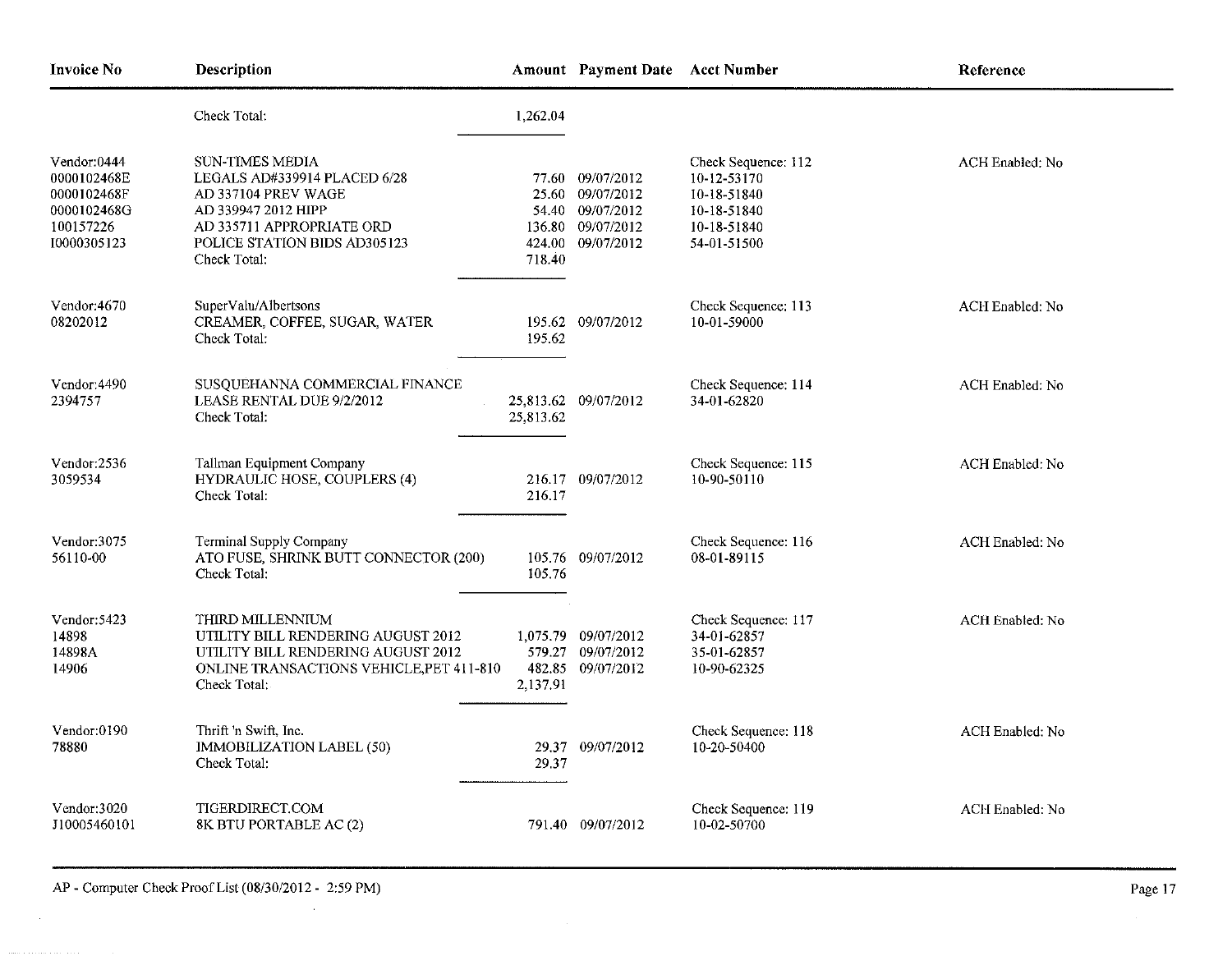| Invoice No | Description | Amount | Payment Date | Acct Number | Reference |
|---|---|---|---|---|---|
| | Check Total: | 1,262.04 | | | |
| Vendor:0444 | SUN-TIMES MEDIA | | | Check Sequence: 112 | ACH Enabled: No |
| 0000102468E | LEGALS AD#339914 PLACED 6/28 | 77.60 | 09/07/2012 | 10-12-53170 | |
| 0000102468F | AD 337104 PREV WAGE | 25.60 | 09/07/2012 | 10-18-51840 | |
| 0000102468G | AD 339947 2012 HIPP | 54.40 | 09/07/2012 | 10-18-51840 | |
| 100157226 | AD 335711 APPROPRIATE ORD | 136.80 | 09/07/2012 | 10-18-51840 | |
| I0000305123 | POLICE STATION BIDS AD305123 | 424.00 | 09/07/2012 | 54-01-51500 | |
| | Check Total: | 718.40 | | | |
| Vendor:4670 | SuperValu/Albertsons | | | Check Sequence: 113 | ACH Enabled: No |
| 08202012 | CREAMER, COFFEE, SUGAR, WATER | 195.62 | 09/07/2012 | 10-01-59000 | |
| | Check Total: | 195.62 | | | |
| Vendor:4490 | SUSQUEHANNA COMMERCIAL FINANCE | | | Check Sequence: 114 | ACH Enabled: No |
| 2394757 | LEASE RENTAL DUE 9/2/2012 | 25,813.62 | 09/07/2012 | 34-01-62820 | |
| | Check Total: | 25,813.62 | | | |
| Vendor:2536 | Tallman Equipment Company | | | Check Sequence: 115 | ACH Enabled: No |
| 3059534 | HYDRAULIC HOSE, COUPLERS (4) | 216.17 | 09/07/2012 | 10-90-50110 | |
| | Check Total: | 216.17 | | | |
| Vendor:3075 | Terminal Supply Company | | | Check Sequence: 116 | ACH Enabled: No |
| 56110-00 | ATO FUSE, SHRINK BUTT CONNECTOR (200) | 105.76 | 09/07/2012 | 08-01-89115 | |
| | Check Total: | 105.76 | | | |
| Vendor:5423 | THIRD MILLENNIUM | | | Check Sequence: 117 | ACH Enabled: No |
| 14898 | UTILITY BILL RENDERING AUGUST 2012 | 1,075.79 | 09/07/2012 | 34-01-62857 | |
| 14898A | UTILITY BILL RENDERING AUGUST 2012 | 579.27 | 09/07/2012 | 35-01-62857 | |
| 14906 | ONLINE TRANSACTIONS VEHICLE,PET 411-810 | 482.85 | 09/07/2012 | 10-90-62325 | |
| | Check Total: | 2,137.91 | | | |
| Vendor:0190 | Thrift 'n Swift, Inc. | | | Check Sequence: 118 | ACH Enabled: No |
| 78880 | IMMOBILIZATION LABEL (50) | 29.37 | 09/07/2012 | 10-20-50400 | |
| | Check Total: | 29.37 | | | |
| Vendor:3020 | TIGERDIRECT.COM | | | Check Sequence: 119 | ACH Enabled: No |
| J10005460101 | 8K BTU PORTABLE AC (2) | 791.40 | 09/07/2012 | 10-02-50700 | |

AP - Computer Check Proof List (08/30/2012 - 2:59 PM)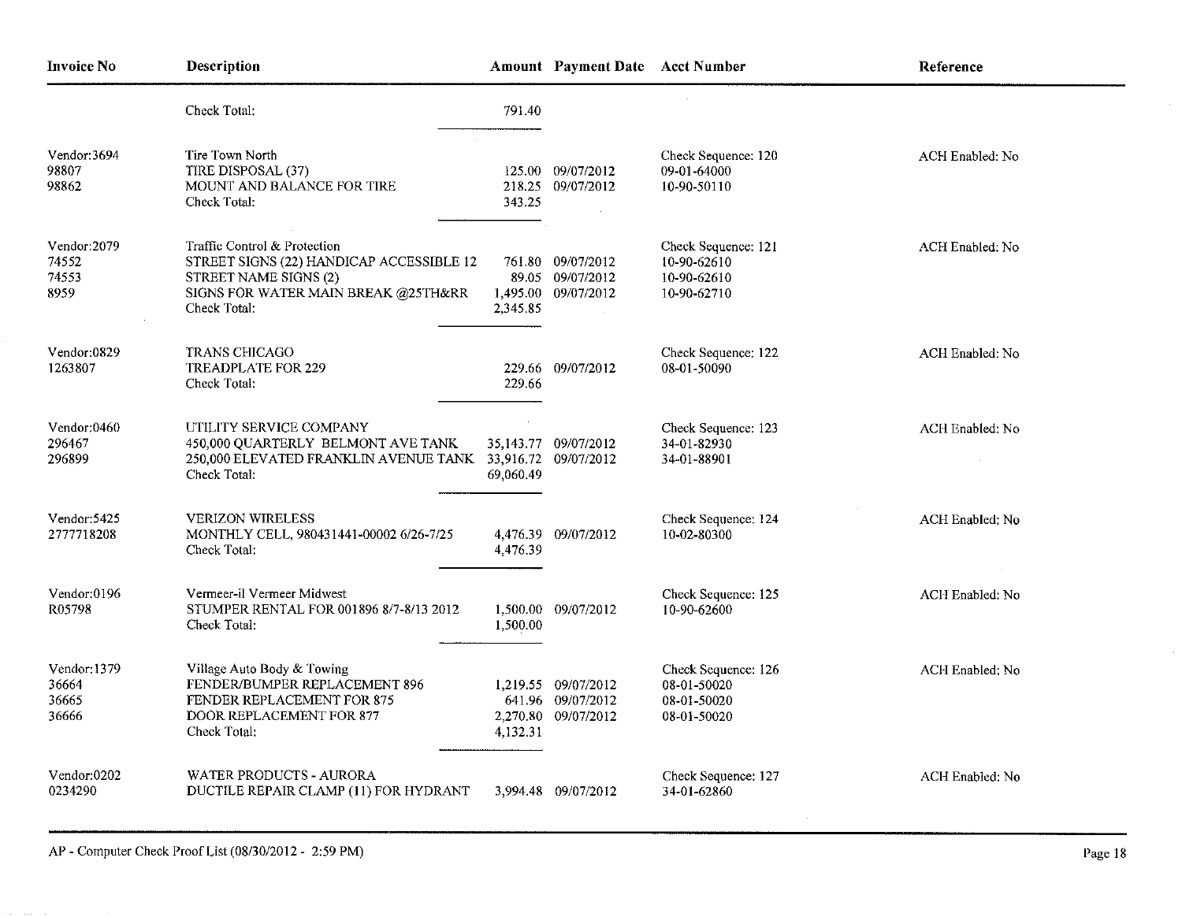| Invoice No | Description | Amount | Payment Date | Acct Number | Reference |
|---|---|---|---|---|---|
| | Check Total: | 791.40 | | | |
| Vendor:3694 | Tire Town North | | | Check Sequence: 120 | ACH Enabled: No |
| 98807 | TIRE DISPOSAL (37) | 125.00 | 09/07/2012 | 09-01-64000 | |
| 98862 | MOUNT AND BALANCE FOR TIRE | 218.25 | 09/07/2012 | 10-90-50110 | |
| | Check Total: | 343.25 | | | |
| Vendor:2079 | Traffic Control & Protection | | | Check Sequence: 121 | ACH Enabled: No |
| 74552 | STREET SIGNS (22) HANDICAP ACCESSIBLE 12 | 761.80 | 09/07/2012 | 10-90-62610 | |
| 74553 | STREET NAME SIGNS (2) | 89.05 | 09/07/2012 | 10-90-62610 | |
| 8959 | SIGNS FOR WATER MAIN BREAK @25TH&RR | 1,495.00 | 09/07/2012 | 10-90-62710 | |
| | Check Total: | 2,345.85 | | | |
| Vendor:0829 | TRANS CHICAGO | | | Check Sequence: 122 | ACH Enabled: No |
| 1263807 | TREADPLATE FOR 229 | 229.66 | 09/07/2012 | 08-01-50090 | |
| | Check Total: | 229.66 | | | |
| Vendor:0460 | UTILITY SERVICE COMPANY | | | Check Sequence: 123 | ACH Enabled: No |
| 296467 | 450,000 QUARTERLY BELMONT AVE TANK | 35,143.77 | 09/07/2012 | 34-01-82930 | |
| 296899 | 250,000 ELEVATED FRANKLIN AVENUE TANK | 33,916.72 | 09/07/2012 | 34-01-88901 | |
| | Check Total: | 69,060.49 | | | |
| Vendor:5425 | VERIZON WIRELESS | | | Check Sequence: 124 | ACH Enabled: No |
| 2777718208 | MONTHLY CELL, 980431441-00002 6/26-7/25 | 4,476.39 | 09/07/2012 | 10-02-80300 | |
| | Check Total: | 4,476.39 | | | |
| Vendor:0196 | Vermeer-il Vermeer Midwest | | | Check Sequence: 125 | ACH Enabled: No |
| R05798 | STUMPER RENTAL FOR 001896 8/7-8/13 2012 | 1,500.00 | 09/07/2012 | 10-90-62600 | |
| | Check Total: | 1,500.00 | | | |
| Vendor:1379 | Village Auto Body & Towing | | | Check Sequence: 126 | ACH Enabled: No |
| 36664 | FENDER/BUMPER REPLACEMENT 896 | 1,219.55 | 09/07/2012 | 08-01-50020 | |
| 36665 | FENDER REPLACEMENT FOR 875 | 641.96 | 09/07/2012 | 08-01-50020 | |
| 36666 | DOOR REPLACEMENT FOR 877 | 2,270.80 | 09/07/2012 | 08-01-50020 | |
| | Check Total: | 4,132.31 | | | |
| Vendor:0202 | WATER PRODUCTS - AURORA | | | Check Sequence: 127 | ACH Enabled: No |
| 0234290 | DUCTILE REPAIR CLAMP (11) FOR HYDRANT | 3,994.48 | 09/07/2012 | 34-01-62860 | |

AP - Computer Check Proof List (08/30/2012 - 2:59 PM)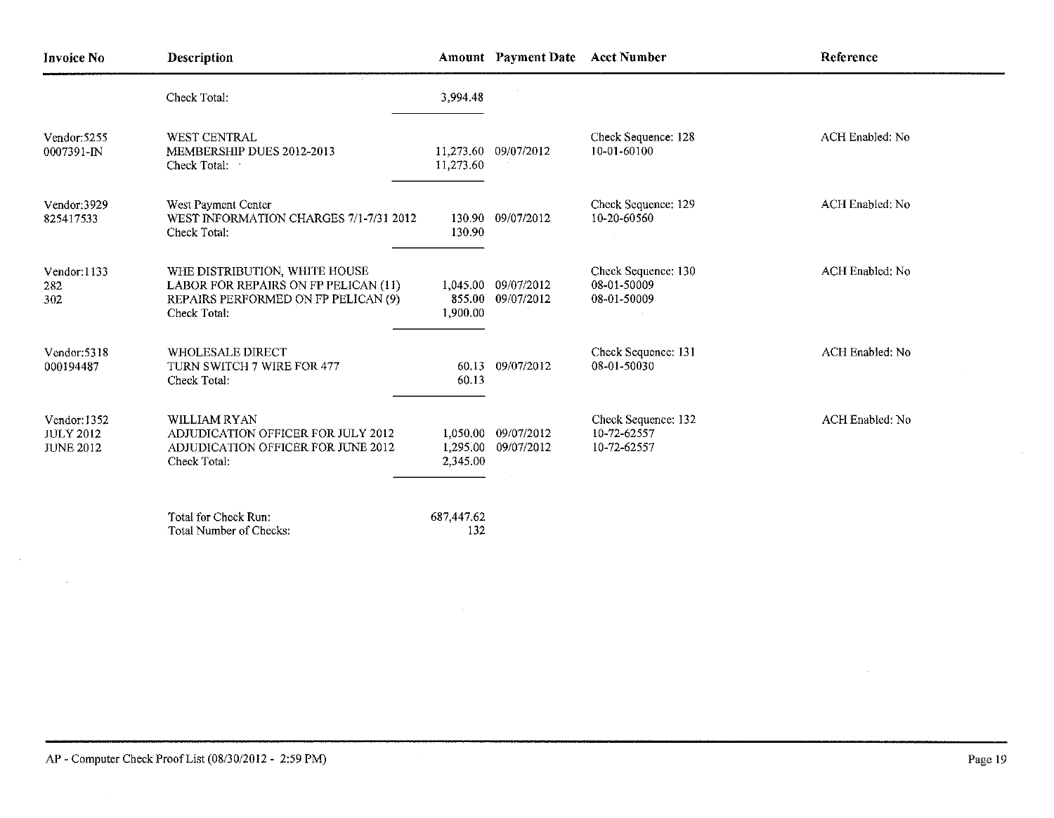| Invoice No | Description | Amount | Payment Date | Acct Number | Reference |
|---|---|---|---|---|---|
| | Check Total: | 3,994.48 | | | |
| Vendor:5255 | WEST CENTRAL | | | Check Sequence: 128 | ACH Enabled: No |
| 0007391-IN | MEMBERSHIP DUES 2012-2013 | 11,273.60 | 09/07/2012 | 10-01-60100 | |
| | Check Total: | 11,273.60 | | | |
| Vendor:3929 | West Payment Center | | | Check Sequence: 129 | ACH Enabled: No |
| 825417533 | WEST INFORMATION CHARGES 7/1-7/31 2012 | 130.90 | 09/07/2012 | 10-20-60560 | |
| | Check Total: | 130.90 | | | |
| Vendor:1133 | WHE DISTRIBUTION, WHITE HOUSE | | | Check Sequence: 130 | ACH Enabled: No |
| 282 | LABOR FOR REPAIRS ON FP PELICAN (11) | 1,045.00 | 09/07/2012 | 08-01-50009 | |
| 302 | REPAIRS PERFORMED ON FP PELICAN (9) | 855.00 | 09/07/2012 | 08-01-50009 | |
| | Check Total: | 1,900.00 | | | |
| Vendor:5318 | WHOLESALE DIRECT | | | Check Sequence: 131 | ACH Enabled: No |
| 000194487 | TURN SWITCH 7 WIRE FOR 477 | 60.13 | 09/07/2012 | 08-01-50030 | |
| | Check Total: | 60.13 | | | |
| Vendor:1352 | WILLIAM RYAN | | | Check Sequence: 132 | ACH Enabled: No |
| JULY 2012 | ADJUDICATION OFFICER FOR JULY 2012 | 1,050.00 | 09/07/2012 | 10-72-62557 | |
| JUNE 2012 | ADJUDICATION OFFICER FOR JUNE 2012 | 1,295.00 | 09/07/2012 | 10-72-62557 | |
| | Check Total: | 2,345.00 | | | |
| | Total for Check Run: | 687,447.62 | | | |
| | Total Number of Checks: | 132 | | | |

AP - Computer Check Proof List (08/30/2012 - 2:59 PM)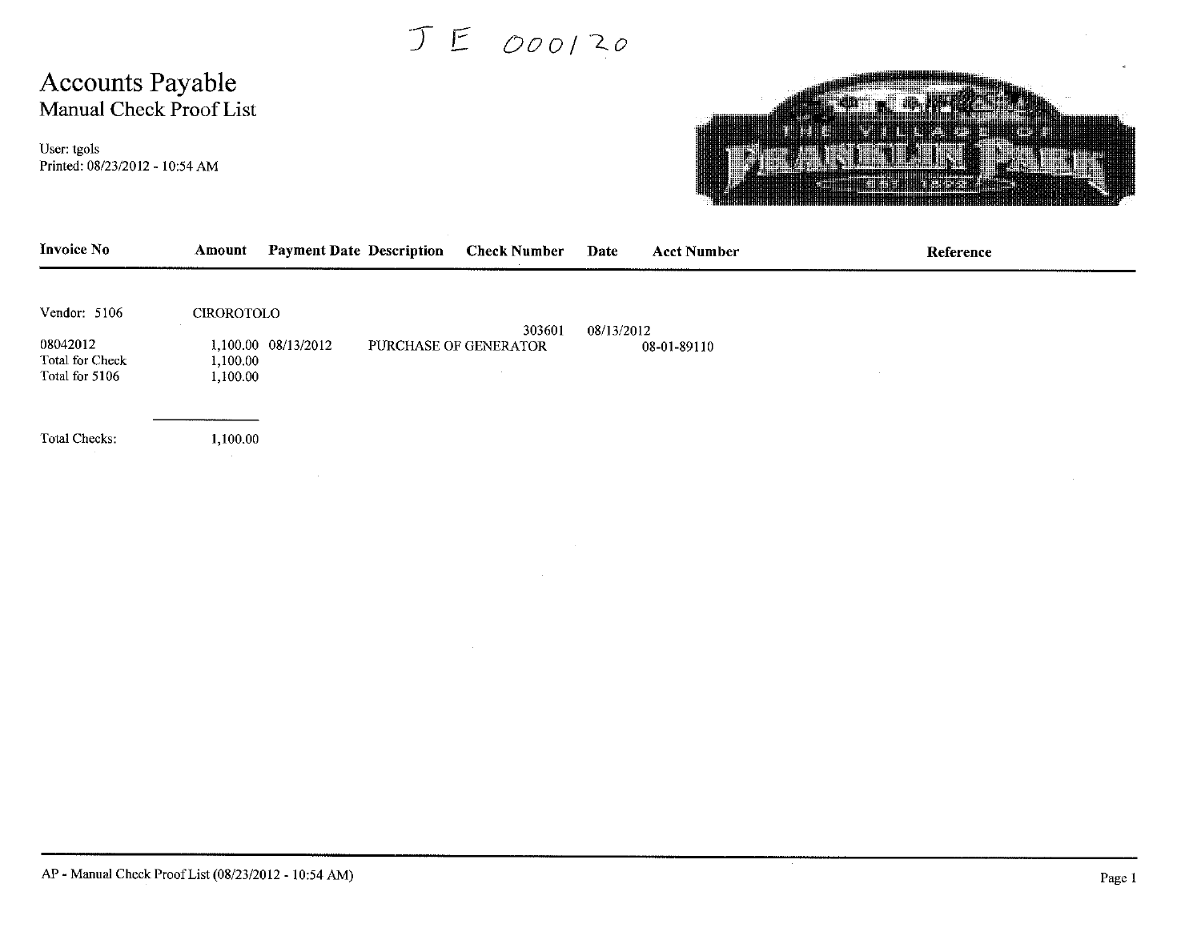JE 000120

# Accounts Payable
## Manual Check Proof List

User: tgols
Printed: 08/23/2012 - 10:54 AM

THE VILLAGE OF FRANKLIN PARK

| Invoice No | Amount | Payment Date | Description | Check Number | Date | Acct Number | Reference |
|---|---|---|---|---|---|---|---|
| Vendor: 5106 | CIROROTOLO | | | | | | |
| | | | | 303601 | 08/13/2012 | | |
| 08042012 | 1,100.00 | 08/13/2012 | PURCHASE OF GENERATOR | | | 08-01-89110 | |
| Total for Check | 1,100.00 | | | | | | |
| Total for 5106 | 1,100.00 | | | | | | |
| Total Checks: | 1,100.00 | | | | | | |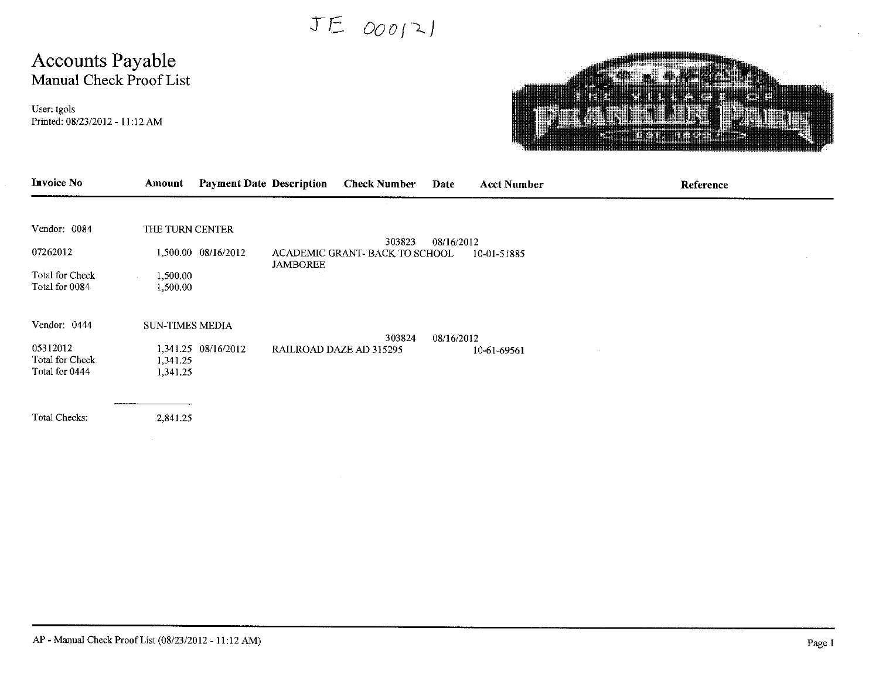JE 000121

# Accounts Payable
## Manual Check Proof List

User: tgols
Printed: 08/23/2012 - 11:12 AM

THE VILLAGE OF FRANKLIN PARK

| Invoice No | Amount | Payment Date | Description | Check Number | Date | Acct Number | Reference |
|---|---|---|---|---|---|---|---|
| Vendor: 0084 | THE TURN CENTER | | | | | | |
| | | | | 303823 | 08/16/2012 | | |
| 07262012 | 1,500.00 | 08/16/2012 | ACADEMIC GRANT- BACK TO SCHOOL JAMBOREE | | | 10-01-51885 | |
| Total for Check | 1,500.00 | | | | | | |
| Total for 0084 | 1,500.00 | | | | | | |
| Vendor: 0444 | SUN-TIMES MEDIA | | | | | | |
| | | | | 303824 | 08/16/2012 | | |
| 05312012 | 1,341.25 | 08/16/2012 | RAILROAD DAZE AD 315295 | | | 10-61-69561 | |
| Total for Check | 1,341.25 | | | | | | |
| Total for 0444 | 1,341.25 | | | | | | |
| Total Checks: | 2,841.25 | | | | | | |

AP - Manual Check Proof List (08/23/2012 - 11:12 AM)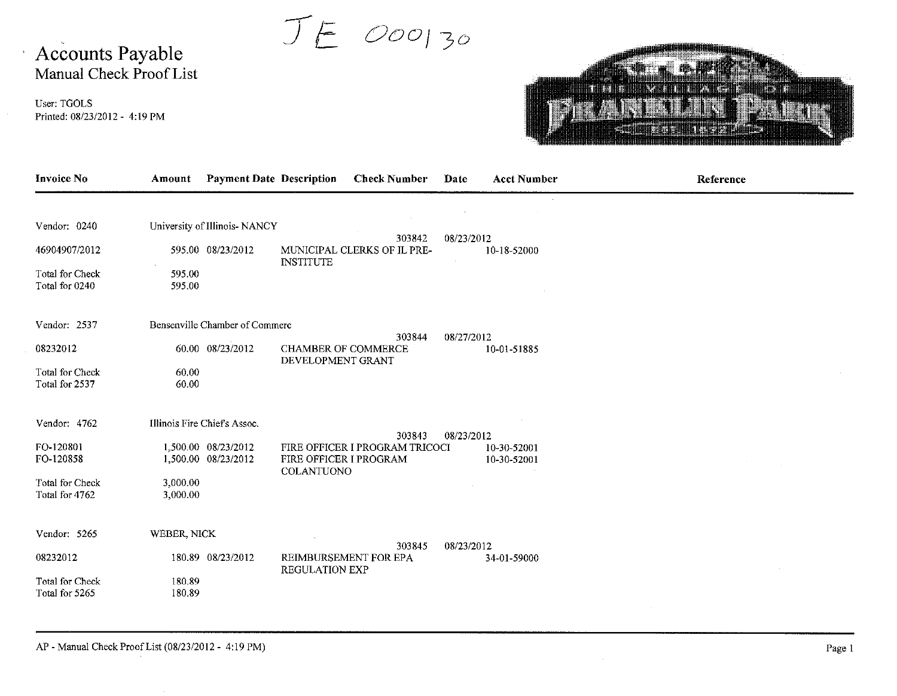JE 000130

# Accounts Payable

## Manual Check Proof List

User: TGOLS
Printed: 08/23/2012 - 4:19 PM

THE VILLAGE OF FRANKLIN PARK EST. 1892

| Invoice No | Amount | Payment Date | Description | Check Number | Date | Acct Number | Reference |
|---|---|---|---|---|---|---|---|
| Vendor: 0240 | University of Illinois- NANCY | | | | | | |
| | | | | 303842 | 08/23/2012 | | |
| 46904907/2012 | 595.00 | 08/23/2012 | MUNICIPAL CLERKS OF IL PRE-INSTITUTE | | | 10-18-52000 | |
| Total for Check | 595.00 | | | | | | |
| Total for 0240 | 595.00 | | | | | | |
| Vendor: 2537 | Bensenville Chamber of Commerc | | | | | | |
| | | | | 303844 | 08/27/2012 | | |
| 08232012 | 60.00 | 08/23/2012 | CHAMBER OF COMMERCE DEVELOPMENT GRANT | | | 10-01-51885 | |
| Total for Check | 60.00 | | | | | | |
| Total for 2537 | 60.00 | | | | | | |
| Vendor: 4762 | Illinois Fire Chief's Assoc. | | | | | | |
| | | | | 303843 | 08/23/2012 | | |
| FO-120801 | 1,500.00 | 08/23/2012 | FIRE OFFICER I PROGRAM TRICOCI | | | 10-30-52001 | |
| FO-120858 | 1,500.00 | 08/23/2012 | FIRE OFFICER I PROGRAM COLANTUONO | | | 10-30-52001 | |
| Total for Check | 3,000.00 | | | | | | |
| Total for 4762 | 3,000.00 | | | | | | |
| Vendor: 5265 | WEBER, NICK | | | | | | |
| | | | | 303845 | 08/23/2012 | | |
| 08232012 | 180.89 | 08/23/2012 | REIMBURSEMENT FOR EPA REGULATION EXP | | | 34-01-59000 | |
| Total for Check | 180.89 | | | | | | |
| Total for 5265 | 180.89 | | | | | | |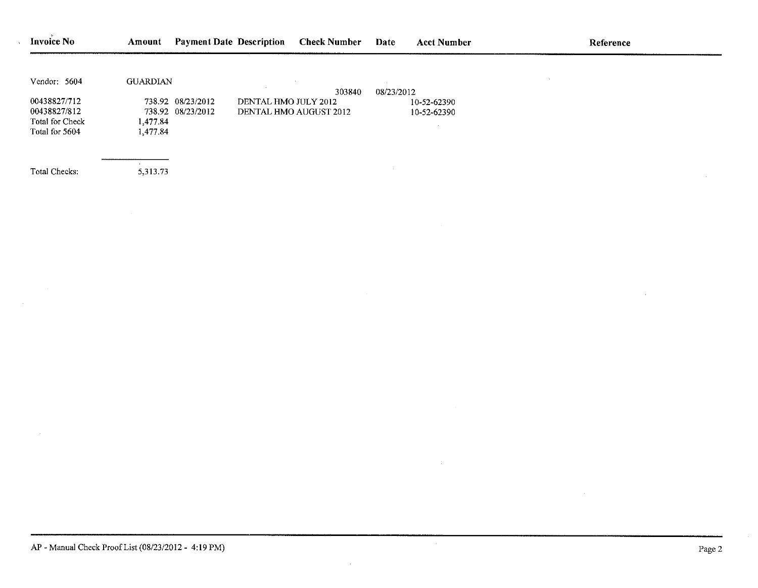| Invoice No | Amount | Payment Date | Description | Check Number | Date | Acct Number | Reference |
|---|---|---|---|---|---|---|---|
| Vendor: 5604 | GUARDIAN | | | | | | |
| | | | | 303840 | 08/23/2012 | | |
| 00438827/712 | 738.92 | 08/23/2012 | DENTAL HMO JULY 2012 | | | 10-52-62390 | |
| 00438827/812 | 738.92 | 08/23/2012 | DENTAL HMO AUGUST 2012 | | | 10-52-62390 | |
| Total for Check | 1,477.84 | | | | | | |
| Total for 5604 | 1,477.84 | | | | | | |
| Total Checks: | 5,313.73 | | | | | | |

AP - Manual Check Proof List (08/23/2012 - 4:19 PM)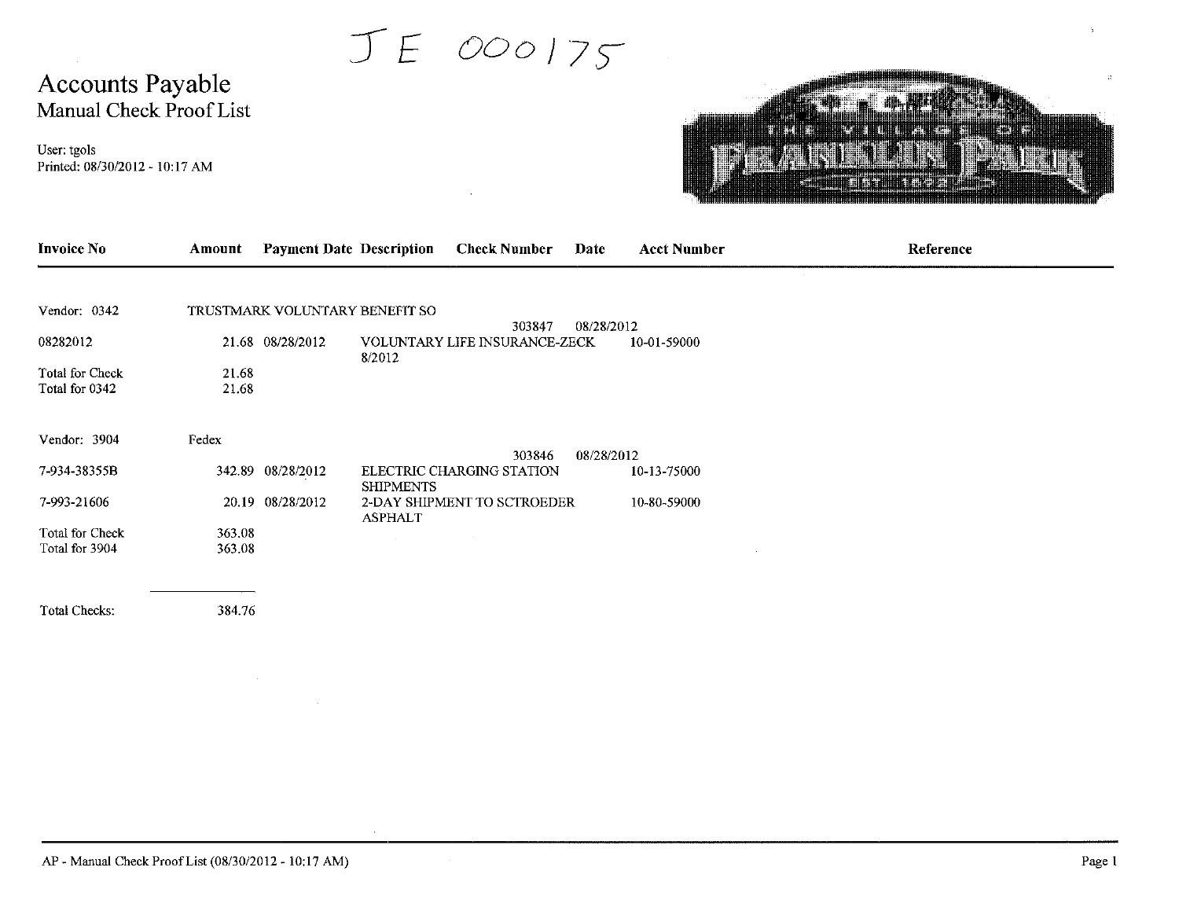JE 000175

# Accounts Payable
## Manual Check Proof List

User: tgols
Printed: 08/30/2012 - 10:17 AM

| Invoice No | Amount | Payment Date | Description | Check Number | Date | Acct Number | Reference |
|---|---|---|---|---|---|---|---|
| Vendor: 0342 | TRUSTMARK VOLUNTARY BENEFIT SO | | | | | | |
| | | | | 303847 | 08/28/2012 | | |
| 08282012 | 21.68 | 08/28/2012 | VOLUNTARY LIFE INSURANCE-ZECK 8/2012 | | | 10-01-59000 | |
| Total for Check | 21.68 | | | | | | |
| Total for 0342 | 21.68 | | | | | | |
| Vendor: 3904 | Fedex | | | | | | |
| | | | | 303846 | 08/28/2012 | | |
| 7-934-38355B | 342.89 | 08/28/2012 | ELECTRIC CHARGING STATION SHIPMENTS | | | 10-13-75000 | |
| 7-993-21606 | 20.19 | 08/28/2012 | 2-DAY SHIPMENT TO SCTROEDER ASPHALT | | | 10-80-59000 | |
| Total for Check | 363.08 | | | | | | |
| Total for 3904 | 363.08 | | | | | | |
| Total Checks: | 384.76 | | | | | | |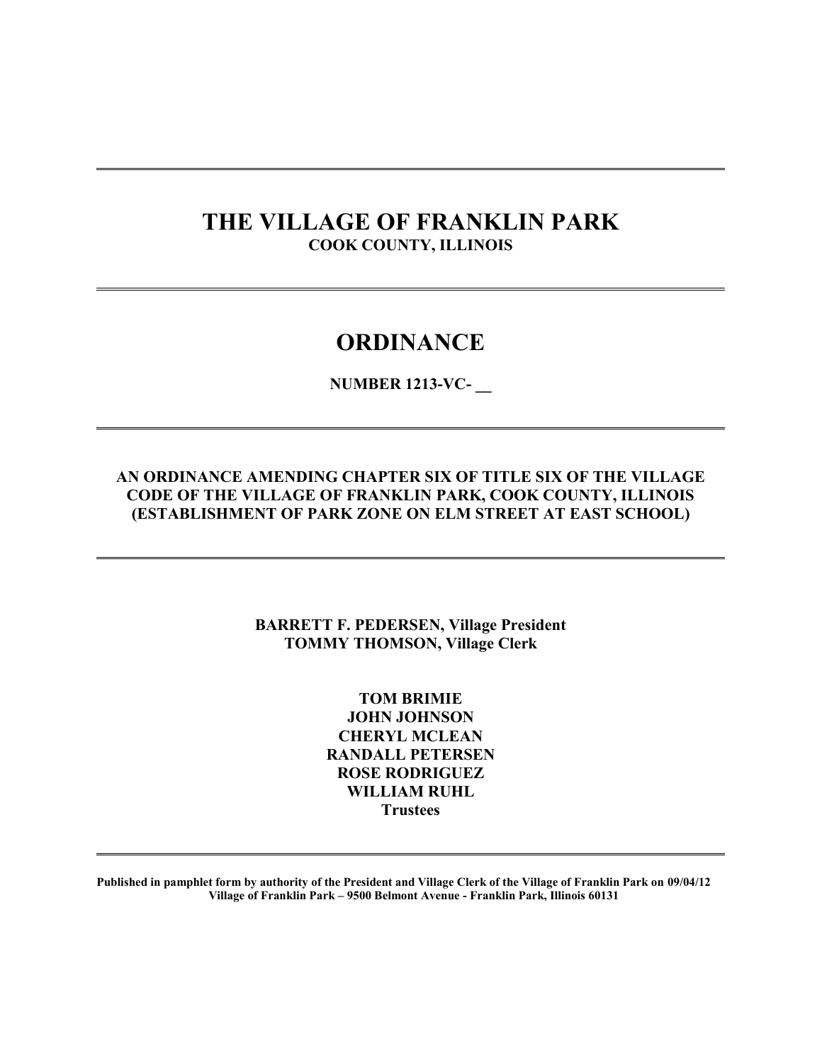---

# THE VILLAGE OF FRANKLIN PARK

**COOK COUNTY, ILLINOIS**

---

# ORDINANCE

**NUMBER 1213-VC- __**

---

**AN ORDINANCE AMENDING CHAPTER SIX OF TITLE SIX OF THE VILLAGE CODE OF THE VILLAGE OF FRANKLIN PARK, COOK COUNTY, ILLINOIS (ESTABLISHMENT OF PARK ZONE ON ELM STREET AT EAST SCHOOL)**

---

**BARRETT F. PEDERSEN, Village President**
**TOMMY THOMSON, Village Clerk**

**TOM BRIMIE**
**JOHN JOHNSON**
**CHERYL MCLEAN**
**RANDALL PETERSEN**
**ROSE RODRIGUEZ**
**WILLIAM RUHL**
**Trustees**

---

**Published in pamphlet form by authority of the President and Village Clerk of the Village of Franklin Park on 09/04/12**
**Village of Franklin Park – 9500 Belmont Avenue - Franklin Park, Illinois 60131**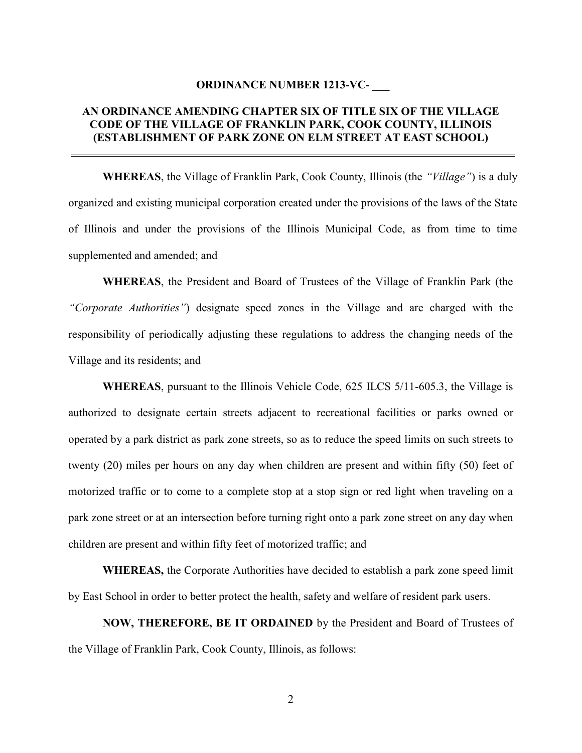**ORDINANCE NUMBER 1213-VC- ___**

**AN ORDINANCE AMENDING CHAPTER SIX OF TITLE SIX OF THE VILLAGE CODE OF THE VILLAGE OF FRANKLIN PARK, COOK COUNTY, ILLINOIS (ESTABLISHMENT OF PARK ZONE ON ELM STREET AT EAST SCHOOL)**

---

**WHEREAS**, the Village of Franklin Park, Cook County, Illinois (the *"Village"*) is a duly organized and existing municipal corporation created under the provisions of the laws of the State of Illinois and under the provisions of the Illinois Municipal Code, as from time to time supplemented and amended; and

**WHEREAS**, the President and Board of Trustees of the Village of Franklin Park (the *"Corporate Authorities"*) designate speed zones in the Village and are charged with the responsibility of periodically adjusting these regulations to address the changing needs of the Village and its residents; and

**WHEREAS**, pursuant to the Illinois Vehicle Code, 625 ILCS 5/11-605.3, the Village is authorized to designate certain streets adjacent to recreational facilities or parks owned or operated by a park district as park zone streets, so as to reduce the speed limits on such streets to twenty (20) miles per hours on any day when children are present and within fifty (50) feet of motorized traffic or to come to a complete stop at a stop sign or red light when traveling on a park zone street or at an intersection before turning right onto a park zone street on any day when children are present and within fifty feet of motorized traffic; and

**WHEREAS,** the Corporate Authorities have decided to establish a park zone speed limit by East School in order to better protect the health, safety and welfare of resident park users.

**NOW, THEREFORE, BE IT ORDAINED** by the President and Board of Trustees of the Village of Franklin Park, Cook County, Illinois, as follows: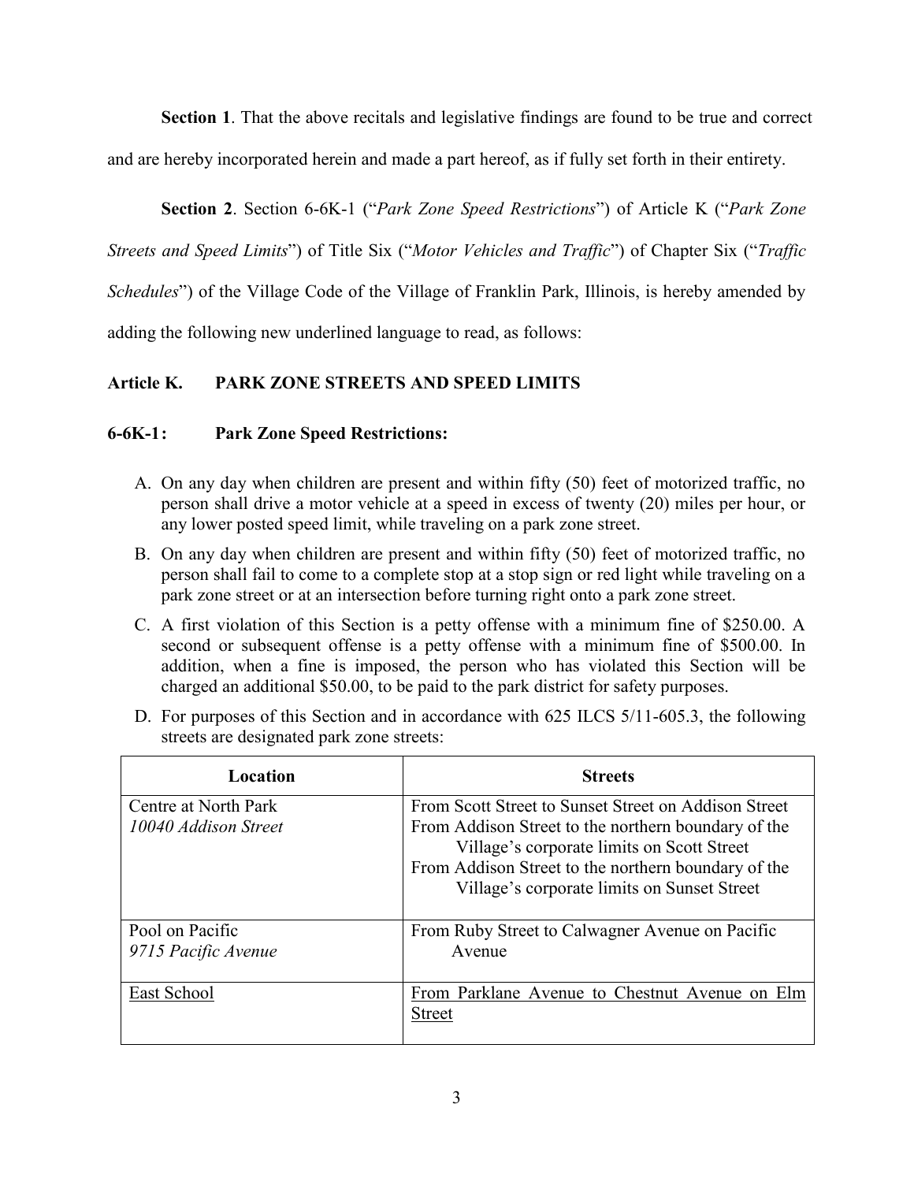**Section 1**. That the above recitals and legislative findings are found to be true and correct and are hereby incorporated herein and made a part hereof, as if fully set forth in their entirety.

**Section 2**. Section 6-6K-1 ("*Park Zone Speed Restrictions*") of Article K ("*Park Zone Streets and Speed Limits*") of Title Six ("*Motor Vehicles and Traffic*") of Chapter Six ("*Traffic Schedules*") of the Village Code of the Village of Franklin Park, Illinois, is hereby amended by adding the following new underlined language to read, as follows:

**Article K. PARK ZONE STREETS AND SPEED LIMITS**

**6-6K-1: Park Zone Speed Restrictions:**

A. On any day when children are present and within fifty (50) feet of motorized traffic, no person shall drive a motor vehicle at a speed in excess of twenty (20) miles per hour, or any lower posted speed limit, while traveling on a park zone street.

B. On any day when children are present and within fifty (50) feet of motorized traffic, no person shall fail to come to a complete stop at a stop sign or red light while traveling on a park zone street or at an intersection before turning right onto a park zone street.

C. A first violation of this Section is a petty offense with a minimum fine of $250.00. A second or subsequent offense is a petty offense with a minimum fine of $500.00. In addition, when a fine is imposed, the person who has violated this Section will be charged an additional $50.00, to be paid to the park district for safety purposes.

D. For purposes of this Section and in accordance with 625 ILCS 5/11-605.3, the following streets are designated park zone streets:

| Location | Streets |
|---|---|
| Centre at North Park<br>*10040 Addison Street* | From Scott Street to Sunset Street on Addison Street<br>From Addison Street to the northern boundary of the Village's corporate limits on Scott Street<br>From Addison Street to the northern boundary of the Village's corporate limits on Sunset Street |
| Pool on Pacific<br>*9715 Pacific Avenue* | From Ruby Street to Calwagner Avenue on Pacific Avenue |
| <u>East School</u> | <u>From Parklane Avenue to Chestnut Avenue on Elm Street</u> |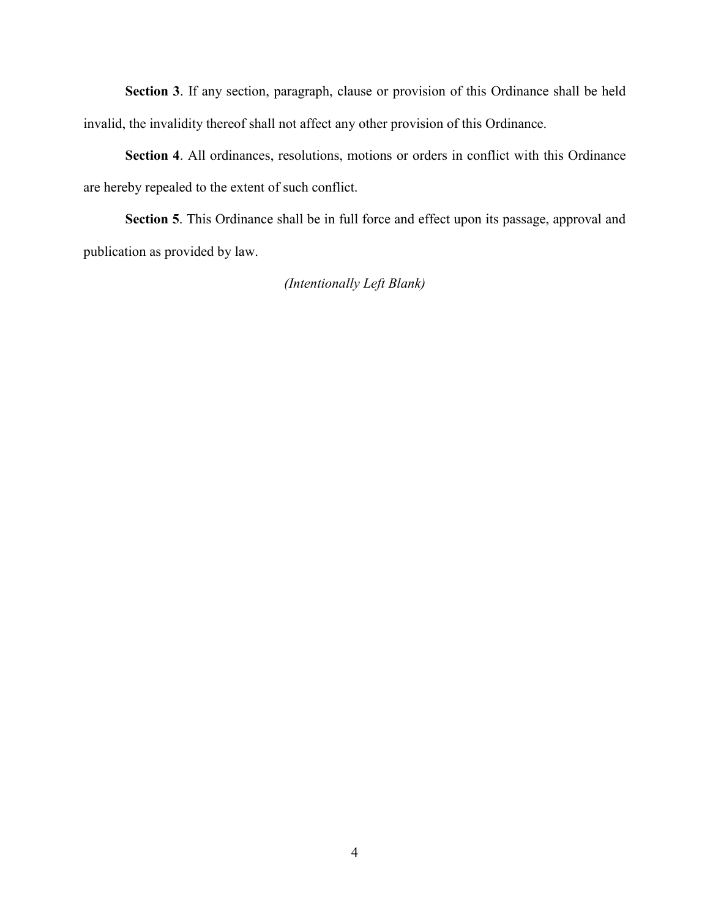**Section 3**. If any section, paragraph, clause or provision of this Ordinance shall be held invalid, the invalidity thereof shall not affect any other provision of this Ordinance.

**Section 4**. All ordinances, resolutions, motions or orders in conflict with this Ordinance are hereby repealed to the extent of such conflict.

**Section 5**. This Ordinance shall be in full force and effect upon its passage, approval and publication as provided by law.

*(Intentionally Left Blank)*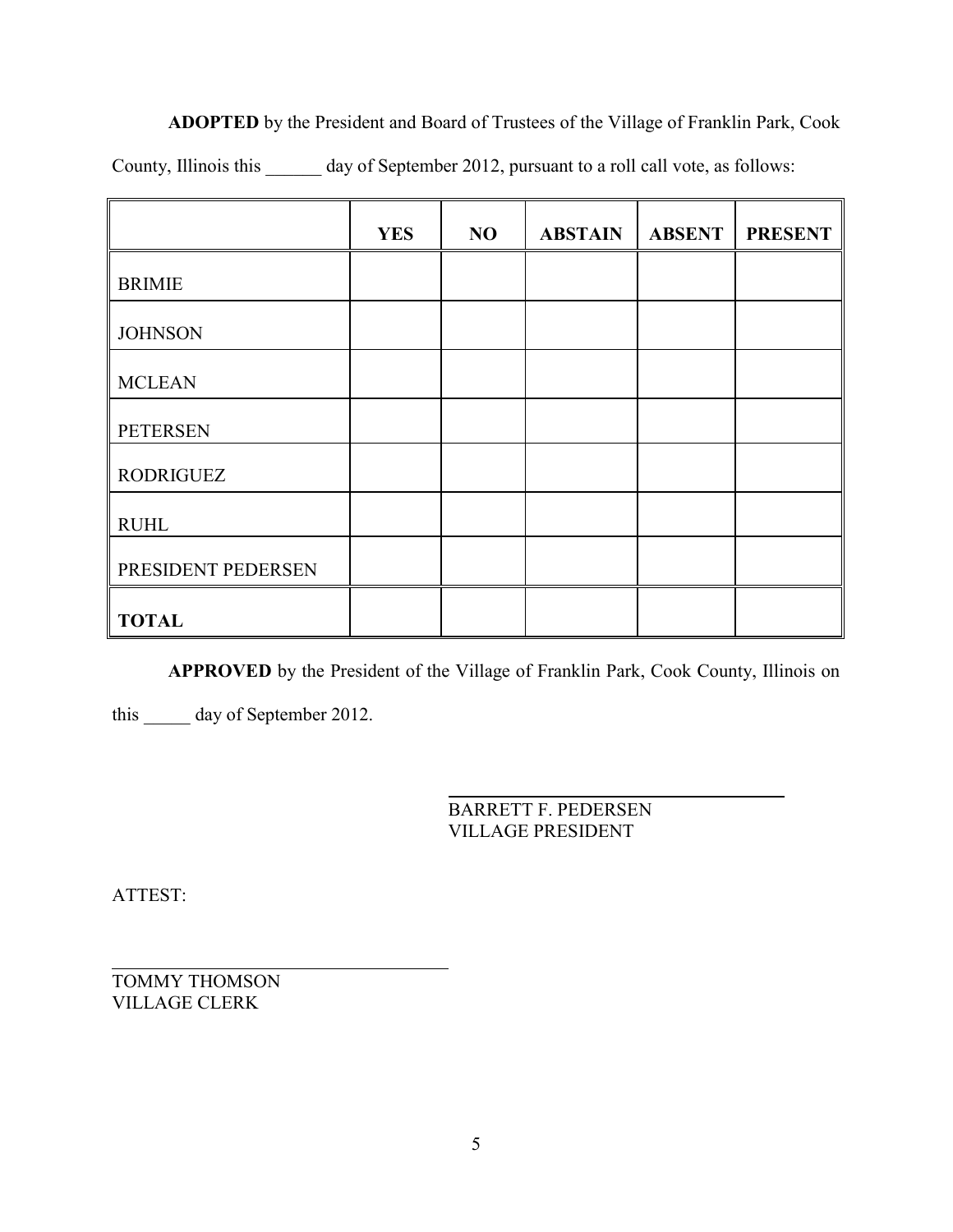**ADOPTED** by the President and Board of Trustees of the Village of Franklin Park, Cook County, Illinois this ______ day of September 2012, pursuant to a roll call vote, as follows:

| | **YES** | **NO** | **ABSTAIN** | **ABSENT** | **PRESENT** |
|---|---|---|---|---|---|
| BRIMIE | | | | | |
| JOHNSON | | | | | |
| MCLEAN | | | | | |
| PETERSEN | | | | | |
| RODRIGUEZ | | | | | |
| RUHL | | | | | |
| PRESIDENT PEDERSEN | | | | | |
| **TOTAL** | | | | | |

**APPROVED** by the President of the Village of Franklin Park, Cook County, Illinois on this _____ day of September 2012.

BARRETT F. PEDERSEN
VILLAGE PRESIDENT

ATTEST:

TOMMY THOMSON
VILLAGE CLERK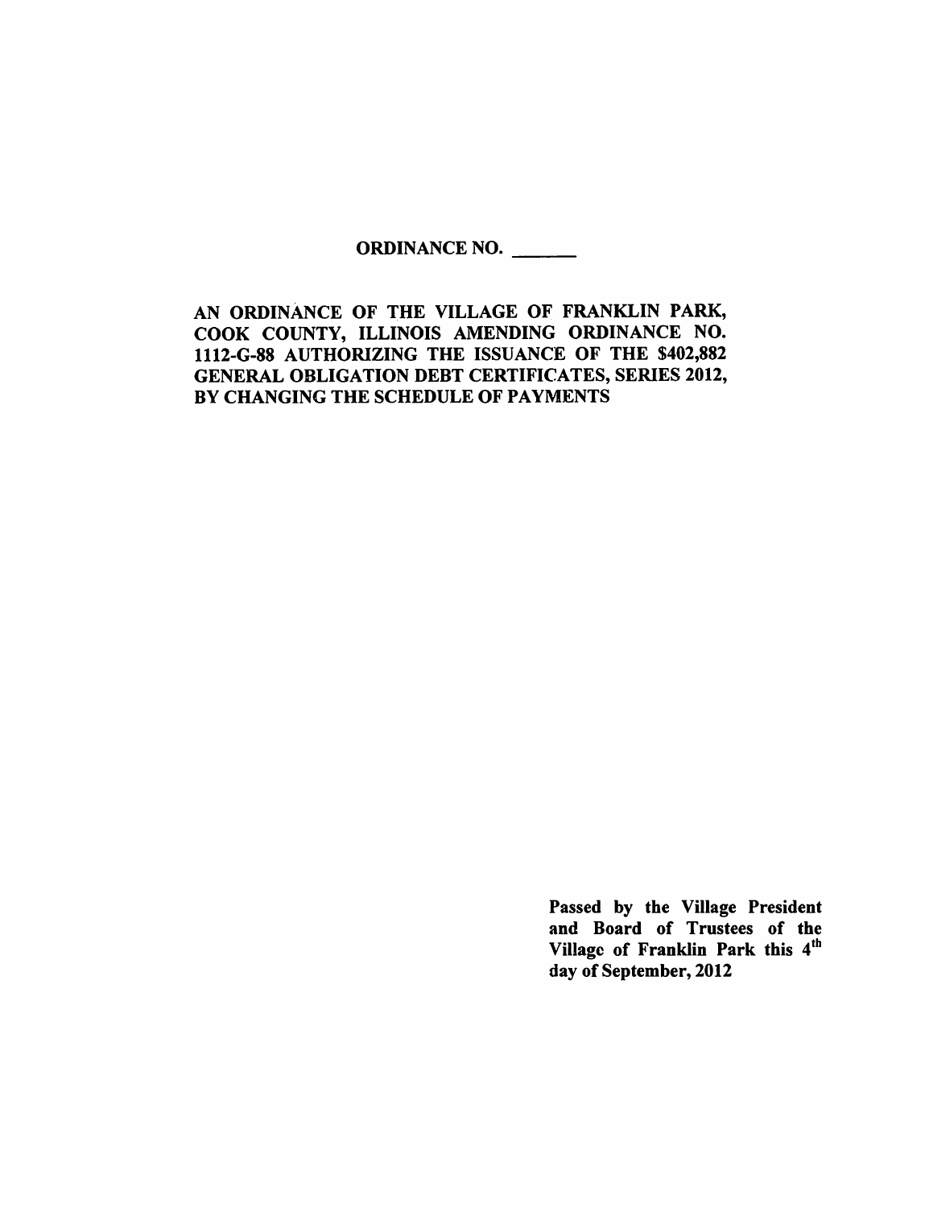**ORDINANCE NO. ______**

**AN ORDINANCE OF THE VILLAGE OF FRANKLIN PARK, COOK COUNTY, ILLINOIS AMENDING ORDINANCE NO. 1112-G-88 AUTHORIZING THE ISSUANCE OF THE $402,882 GENERAL OBLIGATION DEBT CERTIFICATES, SERIES 2012, BY CHANGING THE SCHEDULE OF PAYMENTS**

**Passed by the Village President and Board of Trustees of the Village of Franklin Park this 4th day of September, 2012**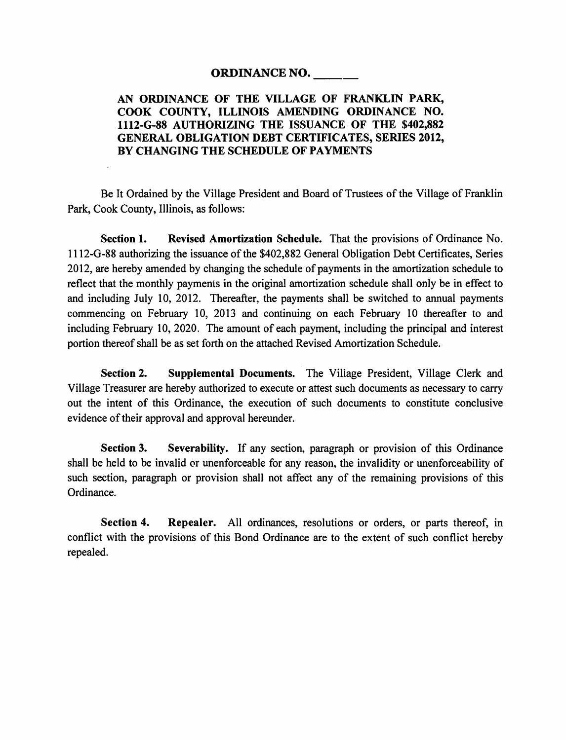## ORDINANCE NO. ______

### AN ORDINANCE OF THE VILLAGE OF FRANKLIN PARK, COOK COUNTY, ILLINOIS AMENDING ORDINANCE NO. 1112-G-88 AUTHORIZING THE ISSUANCE OF THE $402,882 GENERAL OBLIGATION DEBT CERTIFICATES, SERIES 2012, BY CHANGING THE SCHEDULE OF PAYMENTS

Be It Ordained by the Village President and Board of Trustees of the Village of Franklin Park, Cook County, Illinois, as follows:

**Section 1. Revised Amortization Schedule.** That the provisions of Ordinance No. 1112-G-88 authorizing the issuance of the $402,882 General Obligation Debt Certificates, Series 2012, are hereby amended by changing the schedule of payments in the amortization schedule to reflect that the monthly payments in the original amortization schedule shall only be in effect to and including July 10, 2012. Thereafter, the payments shall be switched to annual payments commencing on February 10, 2013 and continuing on each February 10 thereafter to and including February 10, 2020. The amount of each payment, including the principal and interest portion thereof shall be as set forth on the attached Revised Amortization Schedule.

**Section 2. Supplemental Documents.** The Village President, Village Clerk and Village Treasurer are hereby authorized to execute or attest such documents as necessary to carry out the intent of this Ordinance, the execution of such documents to constitute conclusive evidence of their approval and approval hereunder.

**Section 3. Severability.** If any section, paragraph or provision of this Ordinance shall be held to be invalid or unenforceable for any reason, the invalidity or unenforceability of such section, paragraph or provision shall not affect any of the remaining provisions of this Ordinance.

**Section 4. Repealer.** All ordinances, resolutions or orders, or parts thereof, in conflict with the provisions of this Bond Ordinance are to the extent of such conflict hereby repealed.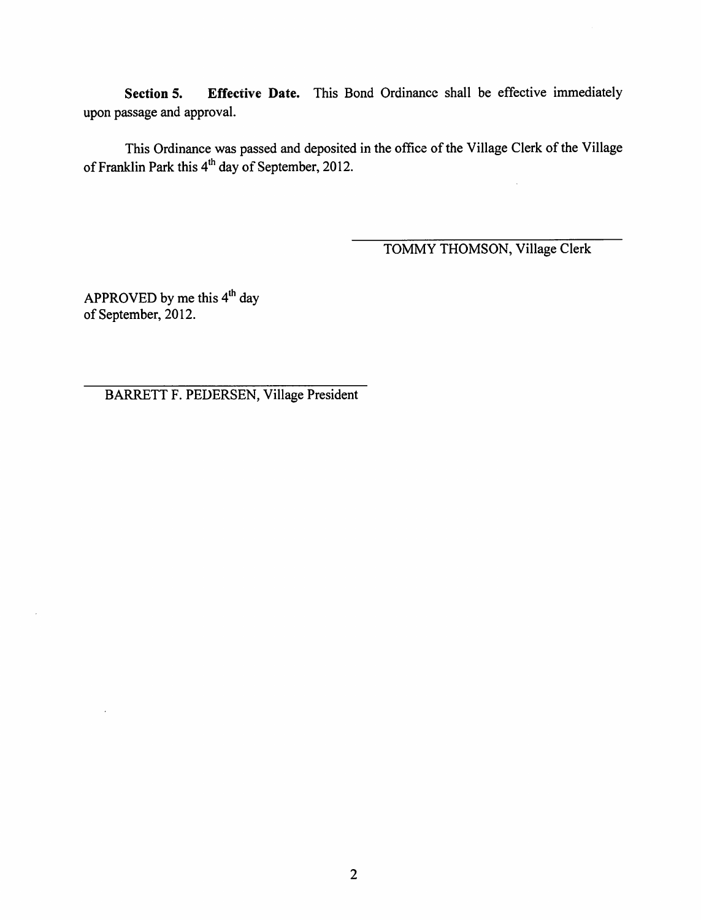**Section 5. Effective Date.** This Bond Ordinance shall be effective immediately upon passage and approval.

This Ordinance was passed and deposited in the office of the Village Clerk of the Village of Franklin Park this 4th day of September, 2012.

\_\_\_\_\_\_\_\_\_\_\_\_\_\_\_\_\_\_\_\_\_\_\_\_\_\_\_\_\_\_\_\_\_\_

TOMMY THOMSON, Village Clerk

APPROVED by me this 4th day of September, 2012.

\_\_\_\_\_\_\_\_\_\_\_\_\_\_\_\_\_\_\_\_\_\_\_\_\_\_\_\_\_\_\_\_\_\_

BARRETT F. PEDERSEN, Village President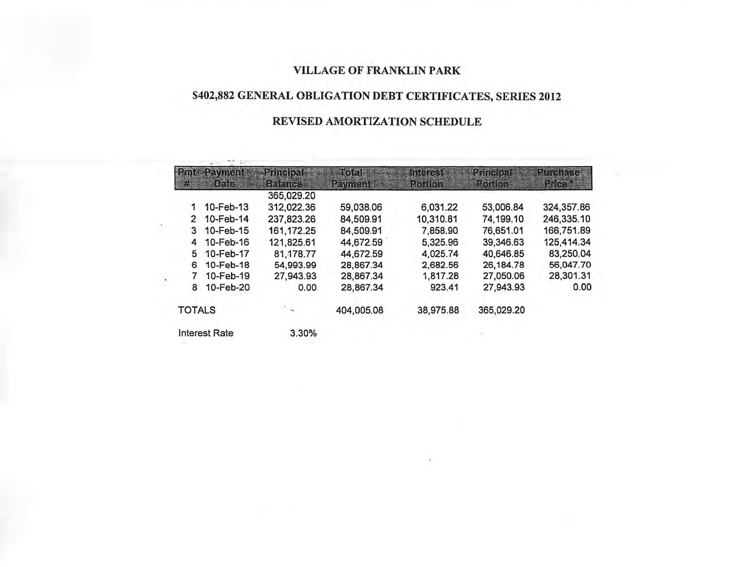# VILLAGE OF FRANKLIN PARK

## $402,882 GENERAL OBLIGATION DEBT CERTIFICATES, SERIES 2012

## REVISED AMORTIZATION SCHEDULE

| Pmt # | Payment Date | Principal Balance | Total Payment | Interest Portion | Principal Portion | Purchase Price * |
|---|---|---|---|---|---|---|
| | | 365,029.20 | | | | |
| 1 | 10-Feb-13 | 312,022.36 | 59,038.06 | 6,031.22 | 53,006.84 | 324,357.86 |
| 2 | 10-Feb-14 | 237,823.26 | 84,509.91 | 10,310.81 | 74,199.10 | 246,335.10 |
| 3 | 10-Feb-15 | 161,172.25 | 84,509.91 | 7,858.90 | 76,651.01 | 166,751.89 |
| 4 | 10-Feb-16 | 121,825.61 | 44,672.59 | 5,325.96 | 39,346.63 | 125,414.34 |
| 5 | 10-Feb-17 | 81,178.77 | 44,672.59 | 4,025.74 | 40,646.85 | 83,250.04 |
| 6 | 10-Feb-18 | 54,993.99 | 28,867.34 | 2,682.56 | 26,184.78 | 56,047.70 |
| 7 | 10-Feb-19 | 27,943.93 | 28,867.34 | 1,817.28 | 27,050.06 | 28,301.31 |
| 8 | 10-Feb-20 | 0.00 | 28,867.34 | 923.41 | 27,943.93 | 0.00 |
| TOTALS | | | 404,005.08 | 38,975.88 | 365,029.20 | |

Interest Rate 3.30%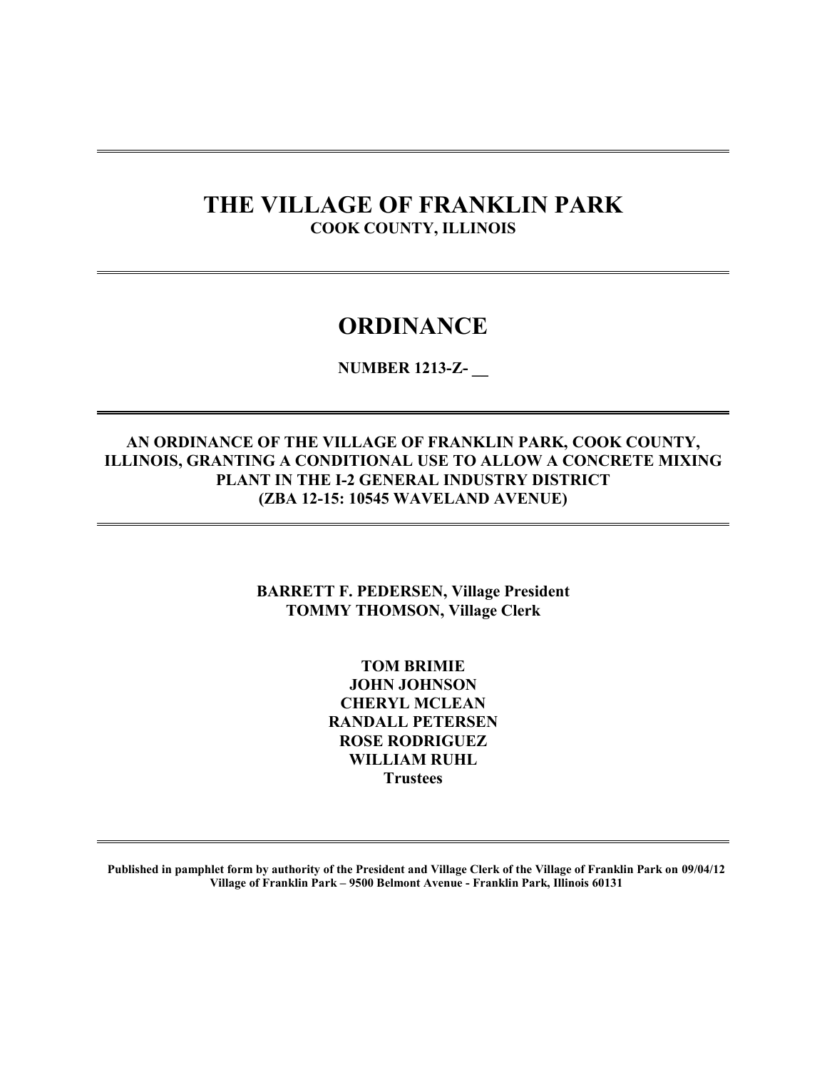# THE VILLAGE OF FRANKLIN PARK

**COOK COUNTY, ILLINOIS**

---

# ORDINANCE

**NUMBER 1213-Z- __**

---

**AN ORDINANCE OF THE VILLAGE OF FRANKLIN PARK, COOK COUNTY, ILLINOIS, GRANTING A CONDITIONAL USE TO ALLOW A CONCRETE MIXING PLANT IN THE I-2 GENERAL INDUSTRY DISTRICT (ZBA 12-15: 10545 WAVELAND AVENUE)**

---

**BARRETT F. PEDERSEN, Village President**
**TOMMY THOMSON, Village Clerk**

**TOM BRIMIE**
**JOHN JOHNSON**
**CHERYL MCLEAN**
**RANDALL PETERSEN**
**ROSE RODRIGUEZ**
**WILLIAM RUHL**
**Trustees**

---

**Published in pamphlet form by authority of the President and Village Clerk of the Village of Franklin Park on 09/04/12**
**Village of Franklin Park – 9500 Belmont Avenue - Franklin Park, Illinois 60131**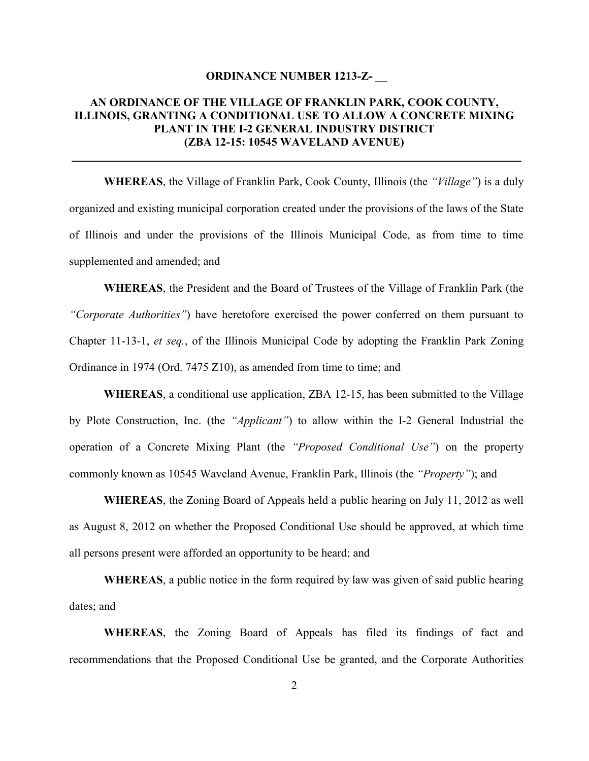**ORDINANCE NUMBER 1213-Z- __**

**AN ORDINANCE OF THE VILLAGE OF FRANKLIN PARK, COOK COUNTY, ILLINOIS, GRANTING A CONDITIONAL USE TO ALLOW A CONCRETE MIXING PLANT IN THE I-2 GENERAL INDUSTRY DISTRICT (ZBA 12-15: 10545 WAVELAND AVENUE)**

---

**WHEREAS**, the Village of Franklin Park, Cook County, Illinois (the *"Village"*) is a duly organized and existing municipal corporation created under the provisions of the laws of the State of Illinois and under the provisions of the Illinois Municipal Code, as from time to time supplemented and amended; and

**WHEREAS**, the President and the Board of Trustees of the Village of Franklin Park (the *"Corporate Authorities"*) have heretofore exercised the power conferred on them pursuant to Chapter 11-13-1, *et seq.*, of the Illinois Municipal Code by adopting the Franklin Park Zoning Ordinance in 1974 (Ord. 7475 Z10), as amended from time to time; and

**WHEREAS**, a conditional use application, ZBA 12-15, has been submitted to the Village by Plote Construction, Inc. (the *"Applicant"*) to allow within the I-2 General Industrial the operation of a Concrete Mixing Plant (the *"Proposed Conditional Use"*) on the property commonly known as 10545 Waveland Avenue, Franklin Park, Illinois (the *"Property"*); and

**WHEREAS**, the Zoning Board of Appeals held a public hearing on July 11, 2012 as well as August 8, 2012 on whether the Proposed Conditional Use should be approved, at which time all persons present were afforded an opportunity to be heard; and

**WHEREAS**, a public notice in the form required by law was given of said public hearing dates; and

**WHEREAS**, the Zoning Board of Appeals has filed its findings of fact and recommendations that the Proposed Conditional Use be granted, and the Corporate Authorities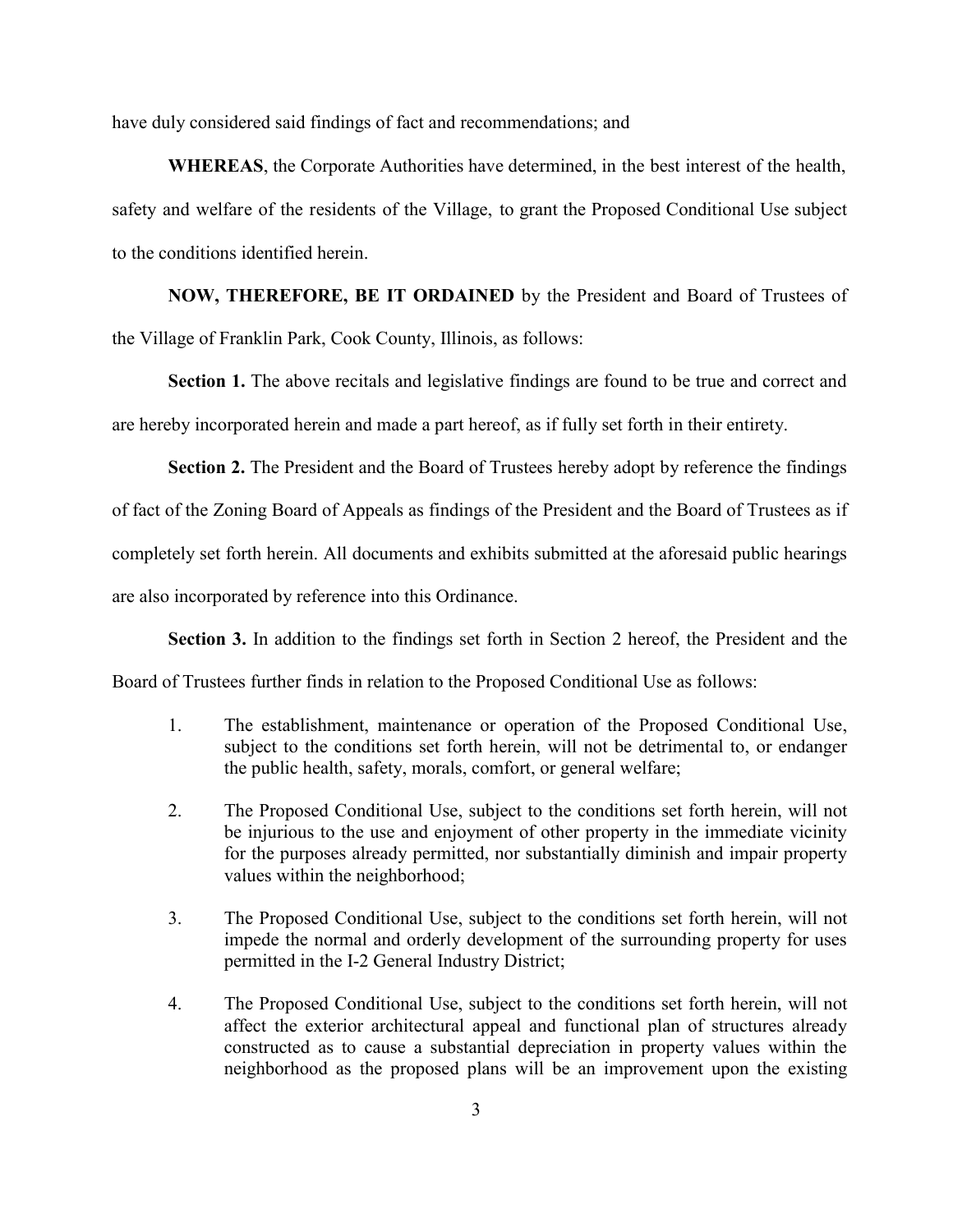have duly considered said findings of fact and recommendations; and

**WHEREAS**, the Corporate Authorities have determined, in the best interest of the health, safety and welfare of the residents of the Village, to grant the Proposed Conditional Use subject to the conditions identified herein.

**NOW, THEREFORE, BE IT ORDAINED** by the President and Board of Trustees of the Village of Franklin Park, Cook County, Illinois, as follows:

**Section 1.** The above recitals and legislative findings are found to be true and correct and are hereby incorporated herein and made a part hereof, as if fully set forth in their entirety.

**Section 2.** The President and the Board of Trustees hereby adopt by reference the findings of fact of the Zoning Board of Appeals as findings of the President and the Board of Trustees as if completely set forth herein. All documents and exhibits submitted at the aforesaid public hearings are also incorporated by reference into this Ordinance.

**Section 3.** In addition to the findings set forth in Section 2 hereof, the President and the Board of Trustees further finds in relation to the Proposed Conditional Use as follows:

1. The establishment, maintenance or operation of the Proposed Conditional Use, subject to the conditions set forth herein, will not be detrimental to, or endanger the public health, safety, morals, comfort, or general welfare;

2. The Proposed Conditional Use, subject to the conditions set forth herein, will not be injurious to the use and enjoyment of other property in the immediate vicinity for the purposes already permitted, nor substantially diminish and impair property values within the neighborhood;

3. The Proposed Conditional Use, subject to the conditions set forth herein, will not impede the normal and orderly development of the surrounding property for uses permitted in the I-2 General Industry District;

4. The Proposed Conditional Use, subject to the conditions set forth herein, will not affect the exterior architectural appeal and functional plan of structures already constructed as to cause a substantial depreciation in property values within the neighborhood as the proposed plans will be an improvement upon the existing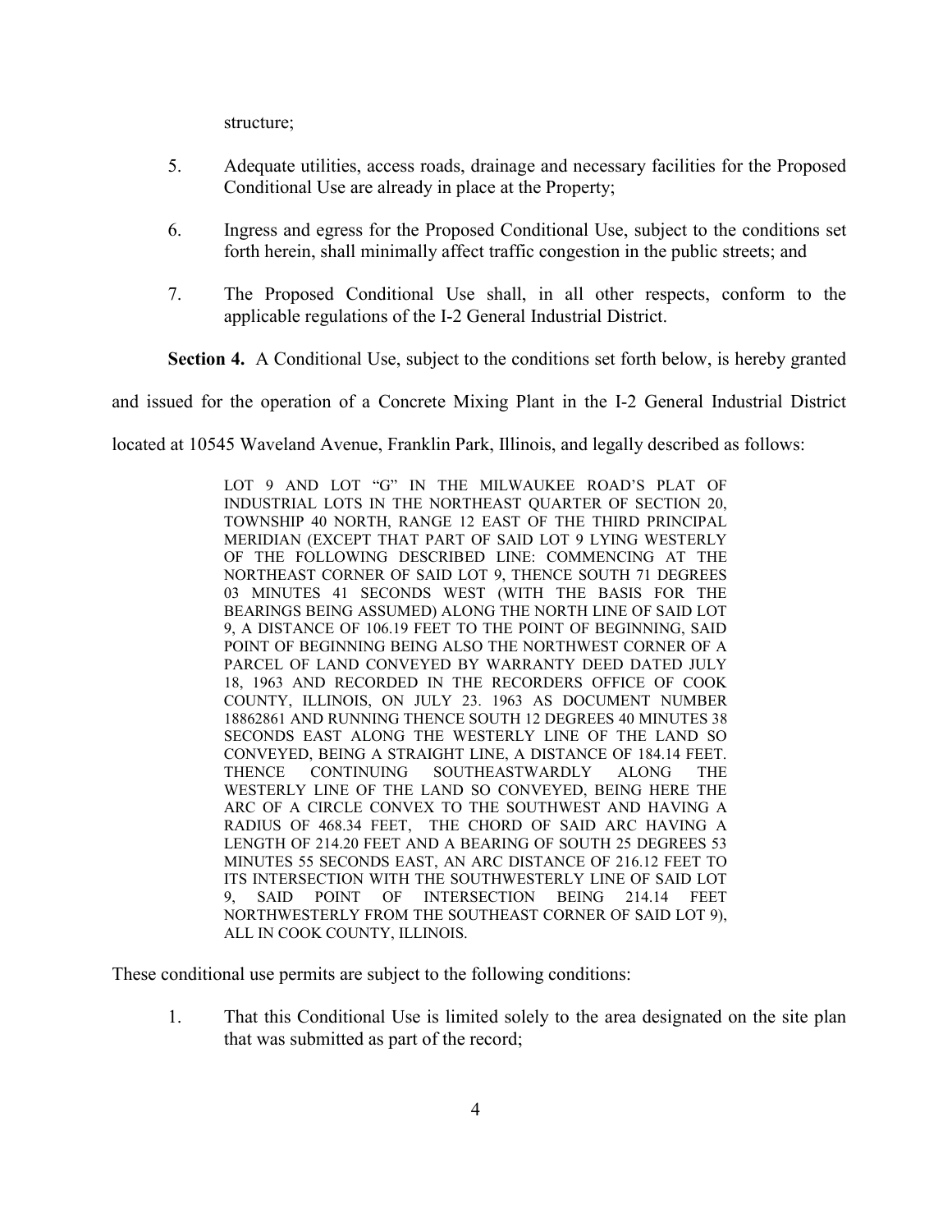structure;

5. Adequate utilities, access roads, drainage and necessary facilities for the Proposed Conditional Use are already in place at the Property;

6. Ingress and egress for the Proposed Conditional Use, subject to the conditions set forth herein, shall minimally affect traffic congestion in the public streets; and

7. The Proposed Conditional Use shall, in all other respects, conform to the applicable regulations of the I-2 General Industrial District.

**Section 4.** A Conditional Use, subject to the conditions set forth below, is hereby granted and issued for the operation of a Concrete Mixing Plant in the I-2 General Industrial District located at 10545 Waveland Avenue, Franklin Park, Illinois, and legally described as follows:

> LOT 9 AND LOT "G" IN THE MILWAUKEE ROAD'S PLAT OF INDUSTRIAL LOTS IN THE NORTHEAST QUARTER OF SECTION 20, TOWNSHIP 40 NORTH, RANGE 12 EAST OF THE THIRD PRINCIPAL MERIDIAN (EXCEPT THAT PART OF SAID LOT 9 LYING WESTERLY OF THE FOLLOWING DESCRIBED LINE: COMMENCING AT THE NORTHEAST CORNER OF SAID LOT 9, THENCE SOUTH 71 DEGREES 03 MINUTES 41 SECONDS WEST (WITH THE BASIS FOR THE BEARINGS BEING ASSUMED) ALONG THE NORTH LINE OF SAID LOT 9, A DISTANCE OF 106.19 FEET TO THE POINT OF BEGINNING, SAID POINT OF BEGINNING BEING ALSO THE NORTHWEST CORNER OF A PARCEL OF LAND CONVEYED BY WARRANTY DEED DATED JULY 18, 1963 AND RECORDED IN THE RECORDERS OFFICE OF COOK COUNTY, ILLINOIS, ON JULY 23. 1963 AS DOCUMENT NUMBER 18862861 AND RUNNING THENCE SOUTH 12 DEGREES 40 MINUTES 38 SECONDS EAST ALONG THE WESTERLY LINE OF THE LAND SO CONVEYED, BEING A STRAIGHT LINE, A DISTANCE OF 184.14 FEET. THENCE CONTINUING SOUTHEASTWARDLY ALONG THE WESTERLY LINE OF THE LAND SO CONVEYED, BEING HERE THE ARC OF A CIRCLE CONVEX TO THE SOUTHWEST AND HAVING A RADIUS OF 468.34 FEET, THE CHORD OF SAID ARC HAVING A LENGTH OF 214.20 FEET AND A BEARING OF SOUTH 25 DEGREES 53 MINUTES 55 SECONDS EAST, AN ARC DISTANCE OF 216.12 FEET TO ITS INTERSECTION WITH THE SOUTHWESTERLY LINE OF SAID LOT 9, SAID POINT OF INTERSECTION BEING 214.14 FEET NORTHWESTERLY FROM THE SOUTHEAST CORNER OF SAID LOT 9), ALL IN COOK COUNTY, ILLINOIS.

These conditional use permits are subject to the following conditions:

1. That this Conditional Use is limited solely to the area designated on the site plan that was submitted as part of the record;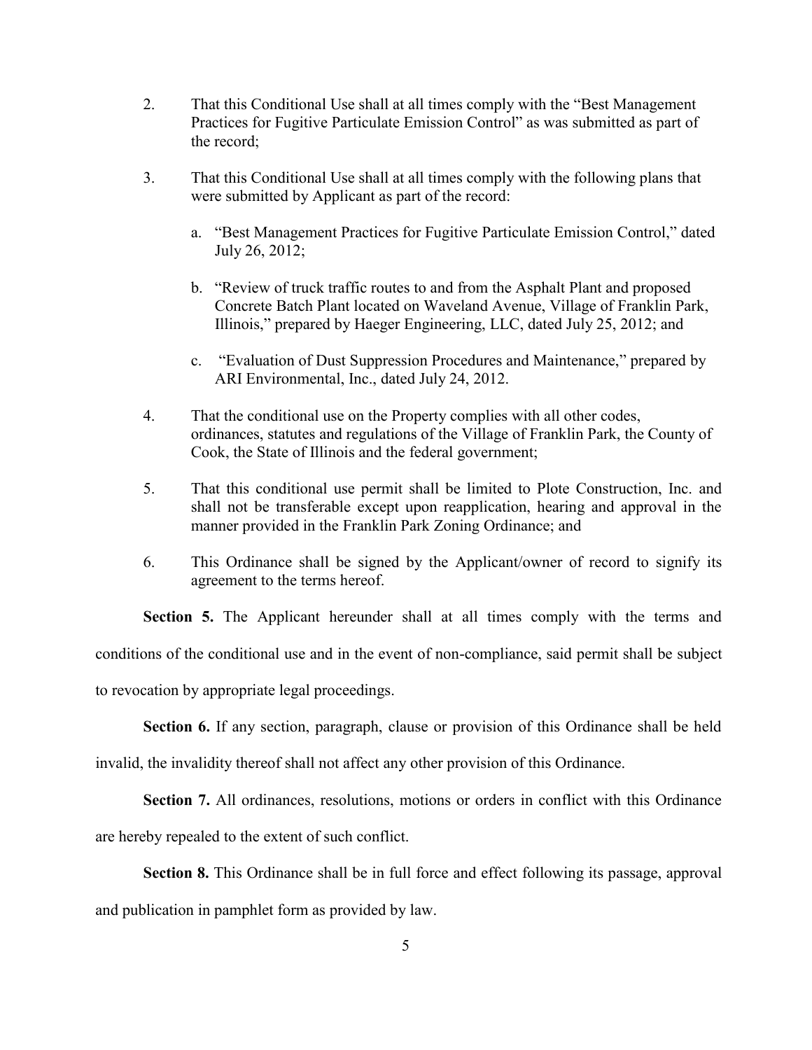2. That this Conditional Use shall at all times comply with the "Best Management Practices for Fugitive Particulate Emission Control" as was submitted as part of the record;

3. That this Conditional Use shall at all times comply with the following plans that were submitted by Applicant as part of the record:

   a. "Best Management Practices for Fugitive Particulate Emission Control," dated July 26, 2012;

   b. "Review of truck traffic routes to and from the Asphalt Plant and proposed Concrete Batch Plant located on Waveland Avenue, Village of Franklin Park, Illinois," prepared by Haeger Engineering, LLC, dated July 25, 2012; and

   c. "Evaluation of Dust Suppression Procedures and Maintenance," prepared by ARI Environmental, Inc., dated July 24, 2012.

4. That the conditional use on the Property complies with all other codes, ordinances, statutes and regulations of the Village of Franklin Park, the County of Cook, the State of Illinois and the federal government;

5. That this conditional use permit shall be limited to Plote Construction, Inc. and shall not be transferable except upon reapplication, hearing and approval in the manner provided in the Franklin Park Zoning Ordinance; and

6. This Ordinance shall be signed by the Applicant/owner of record to signify its agreement to the terms hereof.

**Section 5.** The Applicant hereunder shall at all times comply with the terms and conditions of the conditional use and in the event of non-compliance, said permit shall be subject to revocation by appropriate legal proceedings.

**Section 6.** If any section, paragraph, clause or provision of this Ordinance shall be held invalid, the invalidity thereof shall not affect any other provision of this Ordinance.

**Section 7.** All ordinances, resolutions, motions or orders in conflict with this Ordinance are hereby repealed to the extent of such conflict.

**Section 8.** This Ordinance shall be in full force and effect following its passage, approval and publication in pamphlet form as provided by law.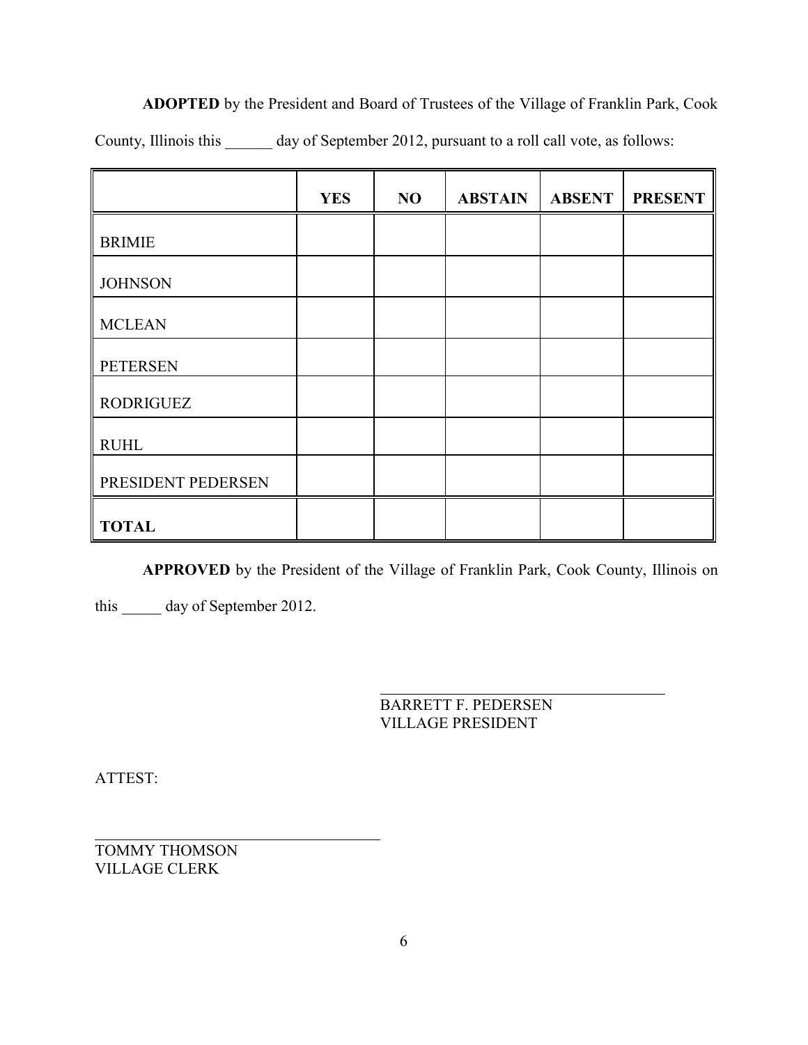**ADOPTED** by the President and Board of Trustees of the Village of Franklin Park, Cook County, Illinois this ______ day of September 2012, pursuant to a roll call vote, as follows:

| | **YES** | **NO** | **ABSTAIN** | **ABSENT** | **PRESENT** |
|---|---|---|---|---|---|
| BRIMIE | | | | | |
| JOHNSON | | | | | |
| MCLEAN | | | | | |
| PETERSEN | | | | | |
| RODRIGUEZ | | | | | |
| RUHL | | | | | |
| PRESIDENT PEDERSEN | | | | | |
| **TOTAL** | | | | | |

**APPROVED** by the President of the Village of Franklin Park, Cook County, Illinois on this _____ day of September 2012.

_________________________________
BARRETT F. PEDERSEN
VILLAGE PRESIDENT

ATTEST:

_________________________________
TOMMY THOMSON
VILLAGE CLERK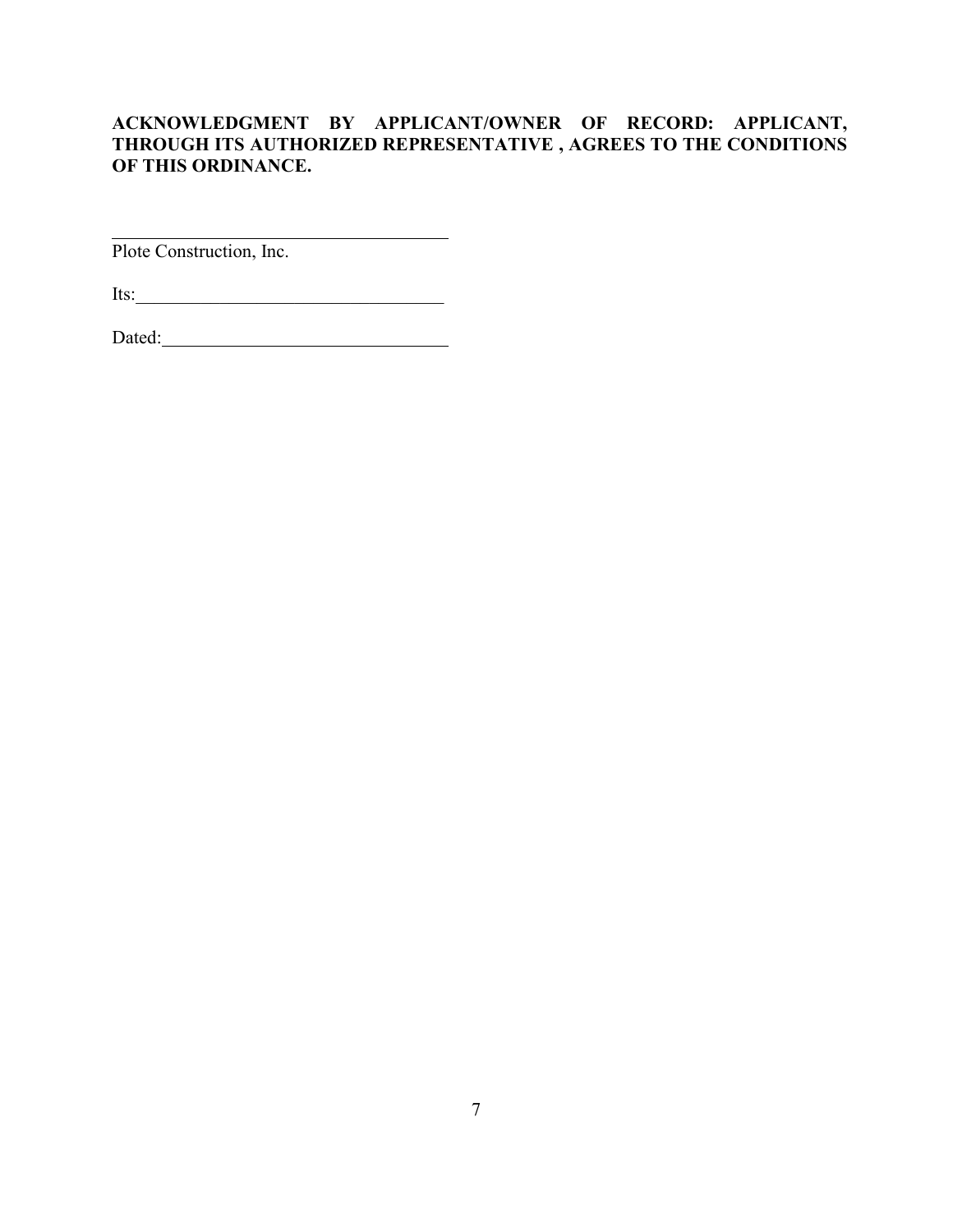**ACKNOWLEDGMENT BY APPLICANT/OWNER OF RECORD: APPLICANT, THROUGH ITS AUTHORIZED REPRESENTATIVE , AGREES TO THE CONDITIONS OF THIS ORDINANCE.**

\_\_\_\_\_\_\_\_\_\_\_\_\_\_\_\_\_\_\_\_\_\_\_\_\_\_\_\_\_\_\_\_\_\_\_\_\_\_

Plote Construction, Inc.

Its:\_\_\_\_\_\_\_\_\_\_\_\_\_\_\_\_\_\_\_\_\_\_\_\_\_\_\_\_\_\_\_\_\_\_

Dated:\_\_\_\_\_\_\_\_\_\_\_\_\_\_\_\_\_\_\_\_\_\_\_\_\_\_\_\_\_\_\_